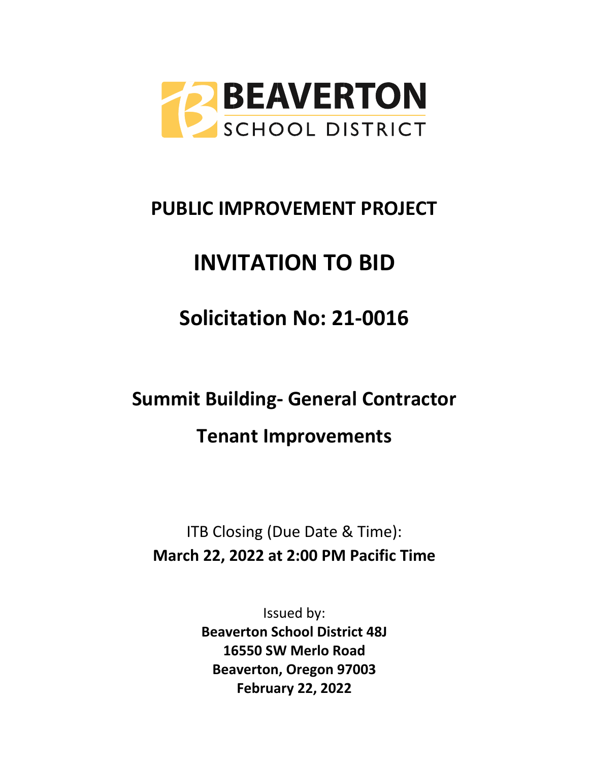BEAVERTON
SCHOOL DISTRICT

# PUBLIC IMPROVEMENT PROJECT

# INVITATION TO BID

# Solicitation No: 21-0016

## Summit Building- General Contractor

## Tenant Improvements

ITB Closing (Due Date & Time):
**March 22, 2022 at 2:00 PM Pacific Time**

Issued by:
**Beaverton School District 48J**
**16550 SW Merlo Road**
**Beaverton, Oregon 97003**
**February 22, 2022**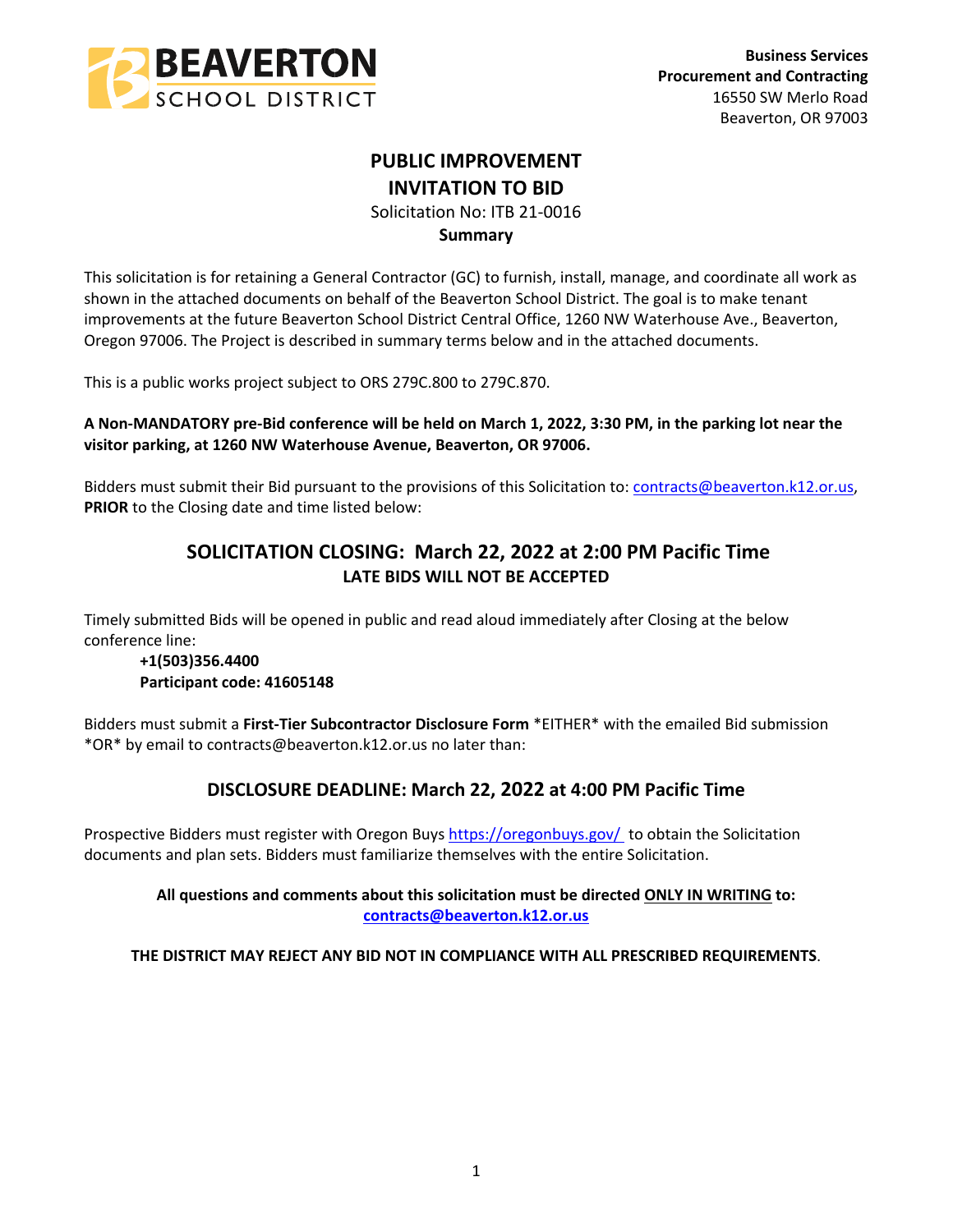**Business Services**
**Procurement and Contracting**
16550 SW Merlo Road
Beaverton, OR 97003

# PUBLIC IMPROVEMENT
# INVITATION TO BID

Solicitation No: ITB 21-0016

**Summary**

This solicitation is for retaining a General Contractor (GC) to furnish, install, manage, and coordinate all work as shown in the attached documents on behalf of the Beaverton School District. The goal is to make tenant improvements at the future Beaverton School District Central Office, 1260 NW Waterhouse Ave., Beaverton, Oregon 97006. The Project is described in summary terms below and in the attached documents.

This is a public works project subject to ORS 279C.800 to 279C.870.

**A Non-MANDATORY pre-Bid conference will be held on March 1, 2022, 3:30 PM, in the parking lot near the visitor parking, at 1260 NW Waterhouse Avenue, Beaverton, OR 97006.**

Bidders must submit their Bid pursuant to the provisions of this Solicitation to: contracts@beaverton.k12.or.us, **PRIOR** to the Closing date and time listed below:

## SOLICITATION CLOSING: March 22, 2022 at 2:00 PM Pacific Time

**LATE BIDS WILL NOT BE ACCEPTED**

Timely submitted Bids will be opened in public and read aloud immediately after Closing at the below conference line:

**+1(503)356.4400**
**Participant code: 41605148**

Bidders must submit a **First-Tier Subcontractor Disclosure Form** *EITHER* with the emailed Bid submission *OR* by email to contracts@beaverton.k12.or.us no later than:

## DISCLOSURE DEADLINE: March 22, 2022 at 4:00 PM Pacific Time

Prospective Bidders must register with Oregon Buys https://oregonbuys.gov/ to obtain the Solicitation documents and plan sets. Bidders must familiarize themselves with the entire Solicitation.

**All questions and comments about this solicitation must be directed ONLY IN WRITING to: contracts@beaverton.k12.or.us**

**THE DISTRICT MAY REJECT ANY BID NOT IN COMPLIANCE WITH ALL PRESCRIBED REQUIREMENTS**.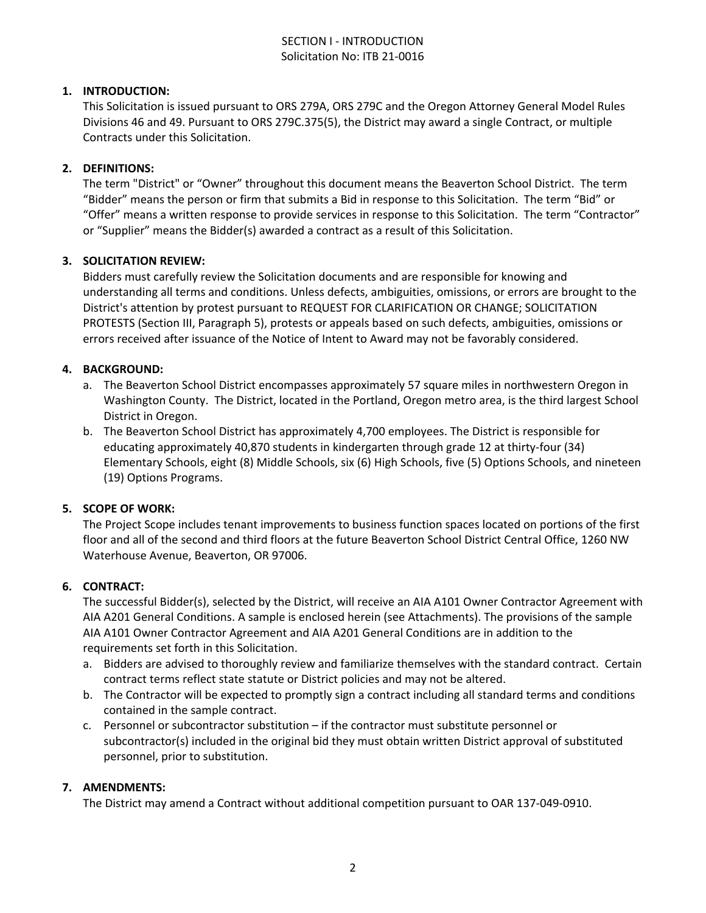# SECTION I - INTRODUCTION
Solicitation No: ITB 21-0016

1. **INTRODUCTION:**
   This Solicitation is issued pursuant to ORS 279A, ORS 279C and the Oregon Attorney General Model Rules Divisions 46 and 49. Pursuant to ORS 279C.375(5), the District may award a single Contract, or multiple Contracts under this Solicitation.

2. **DEFINITIONS:**
   The term "District" or "Owner" throughout this document means the Beaverton School District. The term "Bidder" means the person or firm that submits a Bid in response to this Solicitation. The term "Bid" or "Offer" means a written response to provide services in response to this Solicitation. The term "Contractor" or "Supplier" means the Bidder(s) awarded a contract as a result of this Solicitation.

3. **SOLICITATION REVIEW:**
   Bidders must carefully review the Solicitation documents and are responsible for knowing and understanding all terms and conditions. Unless defects, ambiguities, omissions, or errors are brought to the District's attention by protest pursuant to REQUEST FOR CLARIFICATION OR CHANGE; SOLICITATION PROTESTS (Section III, Paragraph 5), protests or appeals based on such defects, ambiguities, omissions or errors received after issuance of the Notice of Intent to Award may not be favorably considered.

4. **BACKGROUND:**
   a. The Beaverton School District encompasses approximately 57 square miles in northwestern Oregon in Washington County. The District, located in the Portland, Oregon metro area, is the third largest School District in Oregon.
   b. The Beaverton School District has approximately 4,700 employees. The District is responsible for educating approximately 40,870 students in kindergarten through grade 12 at thirty-four (34) Elementary Schools, eight (8) Middle Schools, six (6) High Schools, five (5) Options Schools, and nineteen (19) Options Programs.

5. **SCOPE OF WORK:**
   The Project Scope includes tenant improvements to business function spaces located on portions of the first floor and all of the second and third floors at the future Beaverton School District Central Office, 1260 NW Waterhouse Avenue, Beaverton, OR 97006.

6. **CONTRACT:**
   The successful Bidder(s), selected by the District, will receive an AIA A101 Owner Contractor Agreement with AIA A201 General Conditions. A sample is enclosed herein (see Attachments). The provisions of the sample AIA A101 Owner Contractor Agreement and AIA A201 General Conditions are in addition to the requirements set forth in this Solicitation.
   a. Bidders are advised to thoroughly review and familiarize themselves with the standard contract. Certain contract terms reflect state statute or District policies and may not be altered.
   b. The Contractor will be expected to promptly sign a contract including all standard terms and conditions contained in the sample contract.
   c. Personnel or subcontractor substitution – if the contractor must substitute personnel or subcontractor(s) included in the original bid they must obtain written District approval of substituted personnel, prior to substitution.

7. **AMENDMENTS:**
   The District may amend a Contract without additional competition pursuant to OAR 137-049-0910.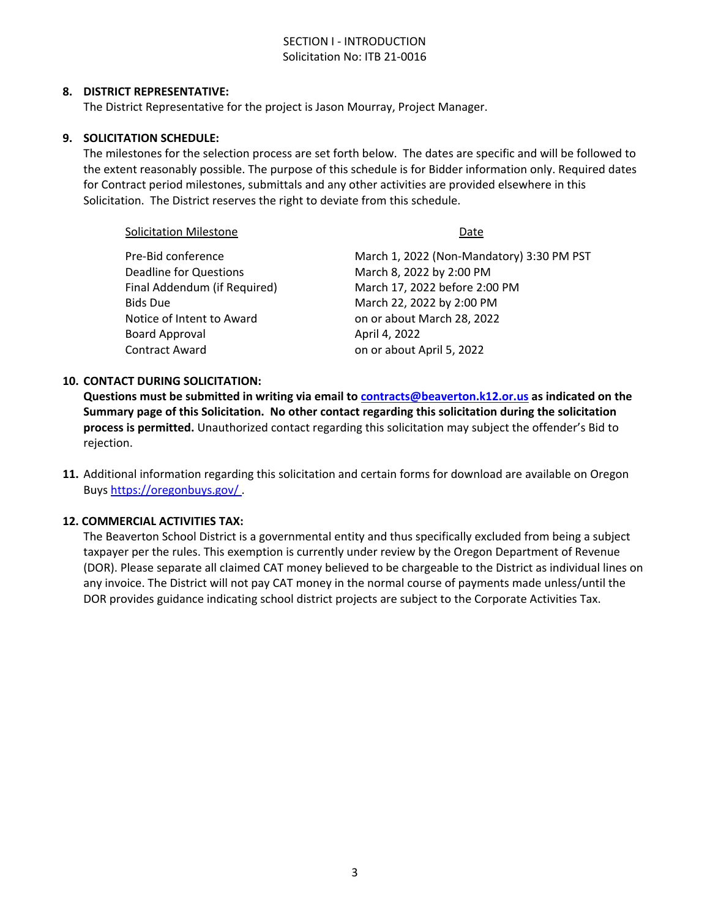SECTION I - INTRODUCTION
Solicitation No: ITB 21-0016

**8. DISTRICT REPRESENTATIVE:**
The District Representative for the project is Jason Mourray, Project Manager.

**9. SOLICITATION SCHEDULE:**
The milestones for the selection process are set forth below. The dates are specific and will be followed to the extent reasonably possible. The purpose of this schedule is for Bidder information only. Required dates for Contract period milestones, submittals and any other activities are provided elsewhere in this Solicitation. The District reserves the right to deviate from this schedule.

| Solicitation Milestone | Date |
|---|---|
| Pre-Bid conference | March 1, 2022 (Non-Mandatory) 3:30 PM PST |
| Deadline for Questions | March 8, 2022 by 2:00 PM |
| Final Addendum (if Required) | March 17, 2022 before 2:00 PM |
| Bids Due | March 22, 2022 by 2:00 PM |
| Notice of Intent to Award | on or about March 28, 2022 |
| Board Approval | April 4, 2022 |
| Contract Award | on or about April 5, 2022 |

**10. CONTACT DURING SOLICITATION:**
**Questions must be submitted in writing via email to [contracts@beaverton.k12.or.us](mailto:contracts@beaverton.k12.or.us) as indicated on the Summary page of this Solicitation. No other contact regarding this solicitation during the solicitation process is permitted.** Unauthorized contact regarding this solicitation may subject the offender's Bid to rejection.

**11.** Additional information regarding this solicitation and certain forms for download are available on Oregon Buys [https://oregonbuys.gov/](https://oregonbuys.gov/) .

**12. COMMERCIAL ACTIVITIES TAX:**
The Beaverton School District is a governmental entity and thus specifically excluded from being a subject taxpayer per the rules. This exemption is currently under review by the Oregon Department of Revenue (DOR). Please separate all claimed CAT money believed to be chargeable to the District as individual lines on any invoice. The District will not pay CAT money in the normal course of payments made unless/until the DOR provides guidance indicating school district projects are subject to the Corporate Activities Tax.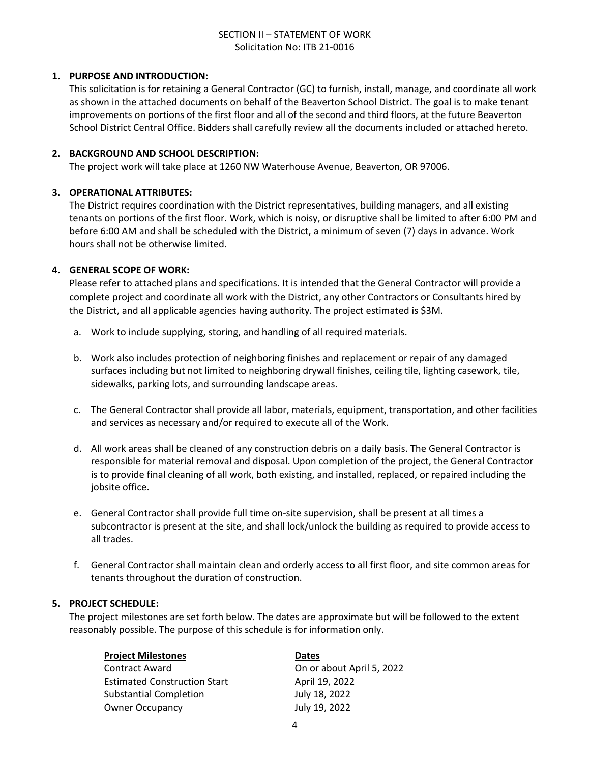# SECTION II – STATEMENT OF WORK

Solicitation No: ITB 21-0016

## 1. PURPOSE AND INTRODUCTION:

This solicitation is for retaining a General Contractor (GC) to furnish, install, manage, and coordinate all work as shown in the attached documents on behalf of the Beaverton School District. The goal is to make tenant improvements on portions of the first floor and all of the second and third floors, at the future Beaverton School District Central Office. Bidders shall carefully review all the documents included or attached hereto.

## 2. BACKGROUND AND SCHOOL DESCRIPTION:

The project work will take place at 1260 NW Waterhouse Avenue, Beaverton, OR 97006.

## 3. OPERATIONAL ATTRIBUTES:

The District requires coordination with the District representatives, building managers, and all existing tenants on portions of the first floor. Work, which is noisy, or disruptive shall be limited to after 6:00 PM and before 6:00 AM and shall be scheduled with the District, a minimum of seven (7) days in advance. Work hours shall not be otherwise limited.

## 4. GENERAL SCOPE OF WORK:

Please refer to attached plans and specifications. It is intended that the General Contractor will provide a complete project and coordinate all work with the District, any other Contractors or Consultants hired by the District, and all applicable agencies having authority. The project estimated is $3M.

a. Work to include supplying, storing, and handling of all required materials.

b. Work also includes protection of neighboring finishes and replacement or repair of any damaged surfaces including but not limited to neighboring drywall finishes, ceiling tile, lighting casework, tile, sidewalks, parking lots, and surrounding landscape areas.

c. The General Contractor shall provide all labor, materials, equipment, transportation, and other facilities and services as necessary and/or required to execute all of the Work.

d. All work areas shall be cleaned of any construction debris on a daily basis. The General Contractor is responsible for material removal and disposal. Upon completion of the project, the General Contractor is to provide final cleaning of all work, both existing, and installed, replaced, or repaired including the jobsite office.

e. General Contractor shall provide full time on-site supervision, shall be present at all times a subcontractor is present at the site, and shall lock/unlock the building as required to provide access to all trades.

f. General Contractor shall maintain clean and orderly access to all first floor, and site common areas for tenants throughout the duration of construction.

## 5. PROJECT SCHEDULE:

The project milestones are set forth below. The dates are approximate but will be followed to the extent reasonably possible. The purpose of this schedule is for information only.

| Project Milestones | Dates |
|---|---|
| Contract Award | On or about April 5, 2022 |
| Estimated Construction Start | April 19, 2022 |
| Substantial Completion | July 18, 2022 |
| Owner Occupancy | July 19, 2022 |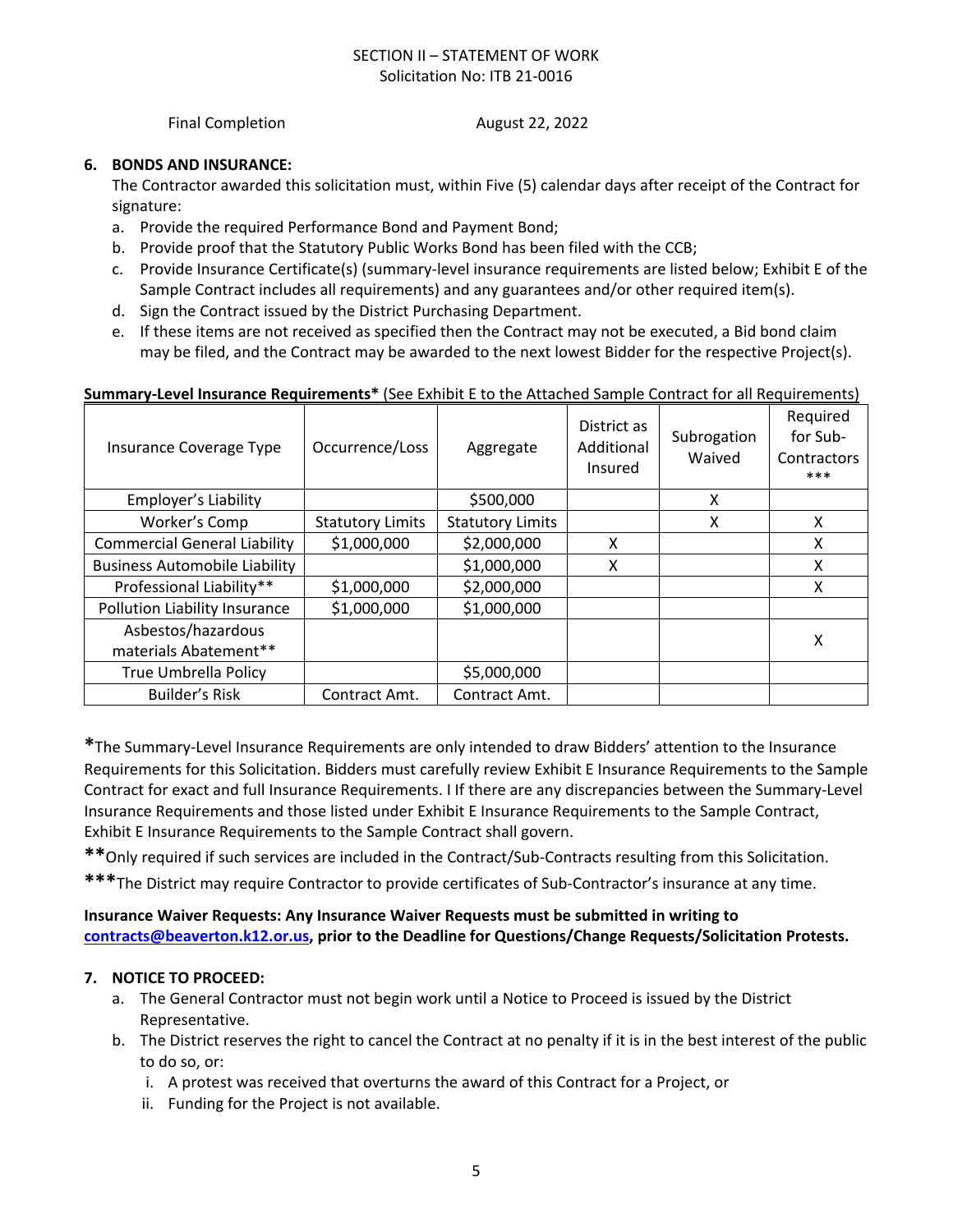SECTION II – STATEMENT OF WORK
Solicitation No: ITB 21-0016

Final Completion August 22, 2022

**6. BONDS AND INSURANCE:**

The Contractor awarded this solicitation must, within Five (5) calendar days after receipt of the Contract for signature:

a. Provide the required Performance Bond and Payment Bond;
b. Provide proof that the Statutory Public Works Bond has been filed with the CCB;
c. Provide Insurance Certificate(s) (summary-level insurance requirements are listed below; Exhibit E of the Sample Contract includes all requirements) and any guarantees and/or other required item(s).
d. Sign the Contract issued by the District Purchasing Department.
e. If these items are not received as specified then the Contract may not be executed, a Bid bond claim may be filed, and the Contract may be awarded to the next lowest Bidder for the respective Project(s).

**Summary-Level Insurance Requirements*** (See Exhibit E to the Attached Sample Contract for all Requirements)

| Insurance Coverage Type | Occurrence/Loss | Aggregate | District as Additional Insured | Subrogation Waived | Required for Sub-Contractors *** |
|---|---|---|---|---|---|
| Employer's Liability | | $500,000 | | X | |
| Worker's Comp | Statutory Limits | Statutory Limits | | X | X |
| Commercial General Liability | $1,000,000 | $2,000,000 | X | | X |
| Business Automobile Liability | | $1,000,000 | X | | X |
| Professional Liability** | $1,000,000 | $2,000,000 | | | X |
| Pollution Liability Insurance | $1,000,000 | $1,000,000 | | | |
| Asbestos/hazardous materials Abatement** | | | | | X |
| True Umbrella Policy | | $5,000,000 | | | |
| Builder's Risk | Contract Amt. | Contract Amt. | | | |

**\***The Summary-Level Insurance Requirements are only intended to draw Bidders' attention to the Insurance Requirements for this Solicitation. Bidders must carefully review Exhibit E Insurance Requirements to the Sample Contract for exact and full Insurance Requirements. I If there are any discrepancies between the Summary-Level Insurance Requirements and those listed under Exhibit E Insurance Requirements to the Sample Contract, Exhibit E Insurance Requirements to the Sample Contract shall govern.

**\*\***Only required if such services are included in the Contract/Sub-Contracts resulting from this Solicitation.

**\*\*\***The District may require Contractor to provide certificates of Sub-Contractor's insurance at any time.

**Insurance Waiver Requests: Any Insurance Waiver Requests must be submitted in writing to contracts@beaverton.k12.or.us, prior to the Deadline for Questions/Change Requests/Solicitation Protests.**

**7. NOTICE TO PROCEED:**

a. The General Contractor must not begin work until a Notice to Proceed is issued by the District Representative.
b. The District reserves the right to cancel the Contract at no penalty if it is in the best interest of the public to do so, or:
   i. A protest was received that overturns the award of this Contract for a Project, or
   ii. Funding for the Project is not available.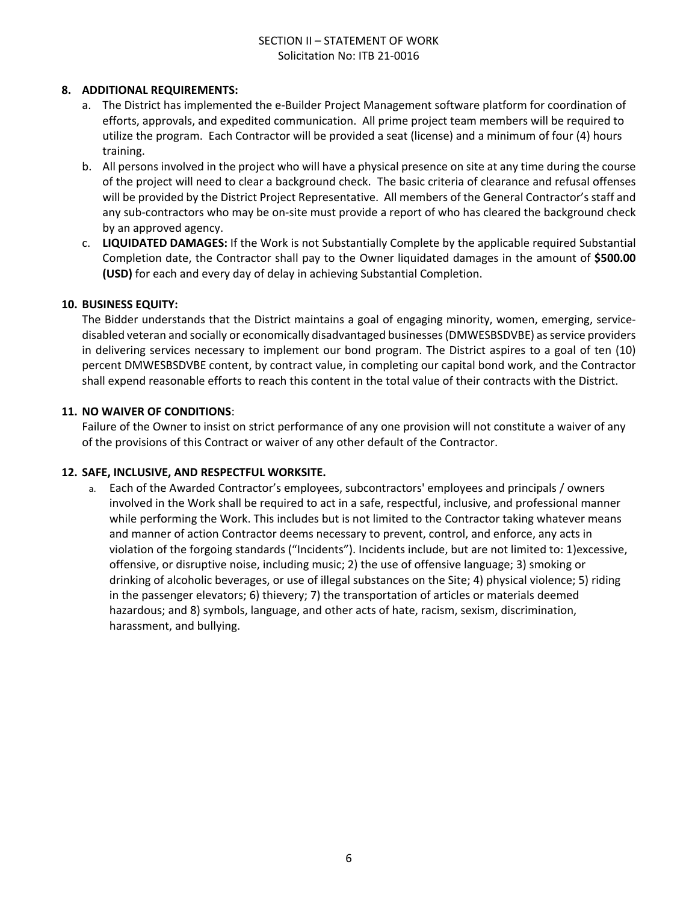**8. ADDITIONAL REQUIREMENTS:**

a. The District has implemented the e-Builder Project Management software platform for coordination of efforts, approvals, and expedited communication. All prime project team members will be required to utilize the program. Each Contractor will be provided a seat (license) and a minimum of four (4) hours training.

b. All persons involved in the project who will have a physical presence on site at any time during the course of the project will need to clear a background check. The basic criteria of clearance and refusal offenses will be provided by the District Project Representative. All members of the General Contractor's staff and any sub-contractors who may be on-site must provide a report of who has cleared the background check by an approved agency.

c. **LIQUIDATED DAMAGES:** If the Work is not Substantially Complete by the applicable required Substantial Completion date, the Contractor shall pay to the Owner liquidated damages in the amount of **$500.00 (USD)** for each and every day of delay in achieving Substantial Completion.

**10. BUSINESS EQUITY:**

The Bidder understands that the District maintains a goal of engaging minority, women, emerging, service-disabled veteran and socially or economically disadvantaged businesses (DMWESBSDVBE) as service providers in delivering services necessary to implement our bond program. The District aspires to a goal of ten (10) percent DMWESBSDVBE content, by contract value, in completing our capital bond work, and the Contractor shall expend reasonable efforts to reach this content in the total value of their contracts with the District.

**11. NO WAIVER OF CONDITIONS**:

Failure of the Owner to insist on strict performance of any one provision will not constitute a waiver of any of the provisions of this Contract or waiver of any other default of the Contractor.

**12. SAFE, INCLUSIVE, AND RESPECTFUL WORKSITE.**

a. Each of the Awarded Contractor's employees, subcontractors' employees and principals / owners involved in the Work shall be required to act in a safe, respectful, inclusive, and professional manner while performing the Work. This includes but is not limited to the Contractor taking whatever means and manner of action Contractor deems necessary to prevent, control, and enforce, any acts in violation of the forgoing standards ("Incidents"). Incidents include, but are not limited to: 1)excessive, offensive, or disruptive noise, including music; 2) the use of offensive language; 3) smoking or drinking of alcoholic beverages, or use of illegal substances on the Site; 4) physical violence; 5) riding in the passenger elevators; 6) thievery; 7) the transportation of articles or materials deemed hazardous; and 8) symbols, language, and other acts of hate, racism, sexism, discrimination, harassment, and bullying.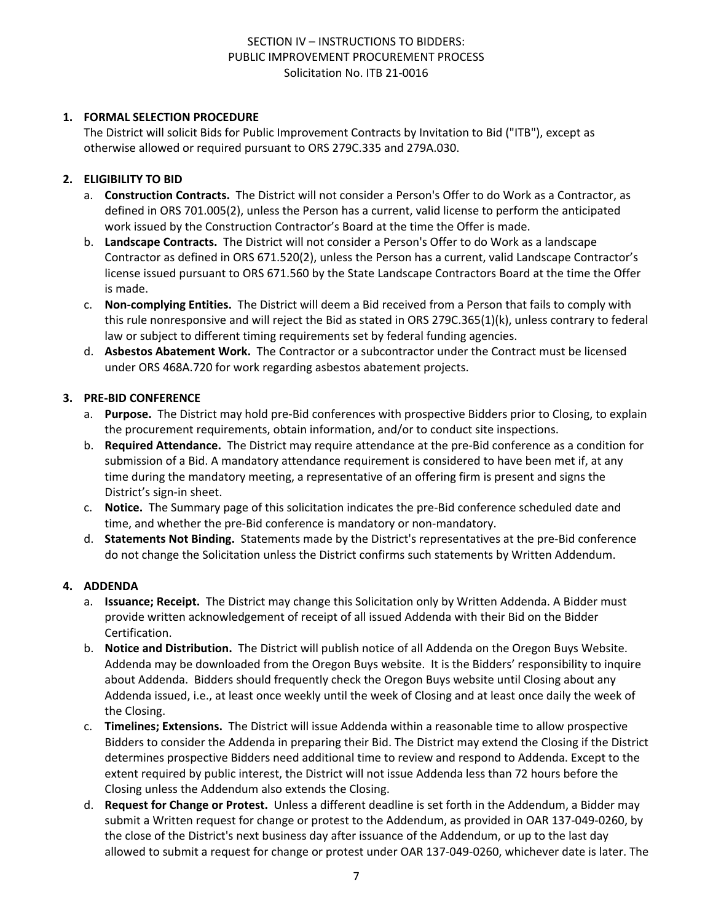SECTION IV – INSTRUCTIONS TO BIDDERS:
PUBLIC IMPROVEMENT PROCUREMENT PROCESS
Solicitation No. ITB 21-0016

**1. FORMAL SELECTION PROCEDURE**

The District will solicit Bids for Public Improvement Contracts by Invitation to Bid ("ITB"), except as otherwise allowed or required pursuant to ORS 279C.335 and 279A.030.

**2. ELIGIBILITY TO BID**

a. **Construction Contracts.** The District will not consider a Person's Offer to do Work as a Contractor, as defined in ORS 701.005(2), unless the Person has a current, valid license to perform the anticipated work issued by the Construction Contractor's Board at the time the Offer is made.

b. **Landscape Contracts.** The District will not consider a Person's Offer to do Work as a landscape Contractor as defined in ORS 671.520(2), unless the Person has a current, valid Landscape Contractor's license issued pursuant to ORS 671.560 by the State Landscape Contractors Board at the time the Offer is made.

c. **Non-complying Entities.** The District will deem a Bid received from a Person that fails to comply with this rule nonresponsive and will reject the Bid as stated in ORS 279C.365(1)(k), unless contrary to federal law or subject to different timing requirements set by federal funding agencies.

d. **Asbestos Abatement Work.** The Contractor or a subcontractor under the Contract must be licensed under ORS 468A.720 for work regarding asbestos abatement projects.

**3. PRE-BID CONFERENCE**

a. **Purpose.** The District may hold pre-Bid conferences with prospective Bidders prior to Closing, to explain the procurement requirements, obtain information, and/or to conduct site inspections.

b. **Required Attendance.** The District may require attendance at the pre-Bid conference as a condition for submission of a Bid. A mandatory attendance requirement is considered to have been met if, at any time during the mandatory meeting, a representative of an offering firm is present and signs the District's sign-in sheet.

c. **Notice.** The Summary page of this solicitation indicates the pre-Bid conference scheduled date and time, and whether the pre-Bid conference is mandatory or non-mandatory.

d. **Statements Not Binding.** Statements made by the District's representatives at the pre-Bid conference do not change the Solicitation unless the District confirms such statements by Written Addendum.

**4. ADDENDA**

a. **Issuance; Receipt.** The District may change this Solicitation only by Written Addenda. A Bidder must provide written acknowledgement of receipt of all issued Addenda with their Bid on the Bidder Certification.

b. **Notice and Distribution.** The District will publish notice of all Addenda on the Oregon Buys Website. Addenda may be downloaded from the Oregon Buys website. It is the Bidders' responsibility to inquire about Addenda. Bidders should frequently check the Oregon Buys website until Closing about any Addenda issued, i.e., at least once weekly until the week of Closing and at least once daily the week of the Closing.

c. **Timelines; Extensions.** The District will issue Addenda within a reasonable time to allow prospective Bidders to consider the Addenda in preparing their Bid. The District may extend the Closing if the District determines prospective Bidders need additional time to review and respond to Addenda. Except to the extent required by public interest, the District will not issue Addenda less than 72 hours before the Closing unless the Addendum also extends the Closing.

d. **Request for Change or Protest.** Unless a different deadline is set forth in the Addendum, a Bidder may submit a Written request for change or protest to the Addendum, as provided in OAR 137-049-0260, by the close of the District's next business day after issuance of the Addendum, or up to the last day allowed to submit a request for change or protest under OAR 137-049-0260, whichever date is later. The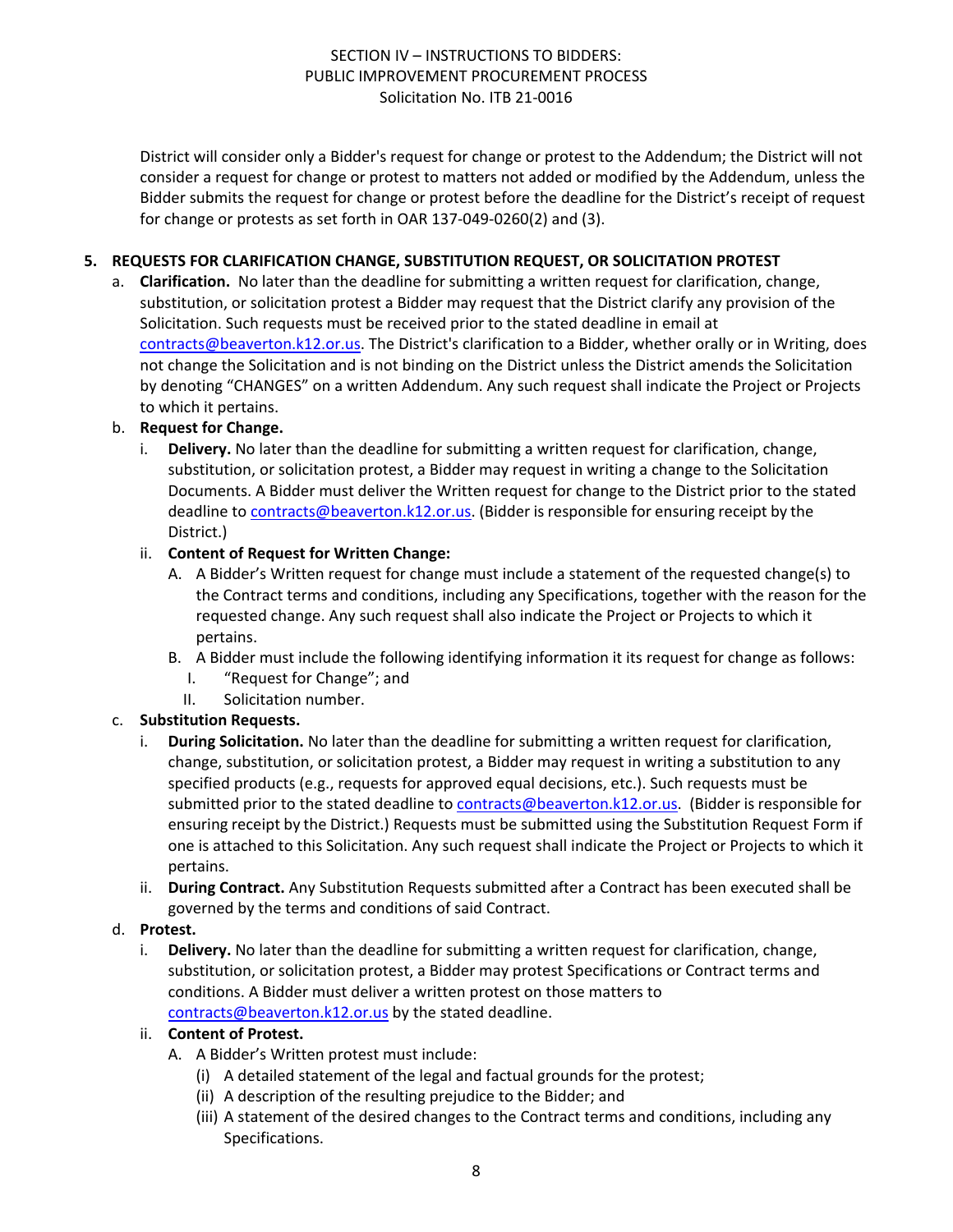District will consider only a Bidder's request for change or protest to the Addendum; the District will not consider a request for change or protest to matters not added or modified by the Addendum, unless the Bidder submits the request for change or protest before the deadline for the District's receipt of request for change or protests as set forth in OAR 137-049-0260(2) and (3).

**5. REQUESTS FOR CLARIFICATION CHANGE, SUBSTITUTION REQUEST, OR SOLICITATION PROTEST**

a. **Clarification.** No later than the deadline for submitting a written request for clarification, change, substitution, or solicitation protest a Bidder may request that the District clarify any provision of the Solicitation. Such requests must be received prior to the stated deadline in email at contracts@beaverton.k12.or.us. The District's clarification to a Bidder, whether orally or in Writing, does not change the Solicitation and is not binding on the District unless the District amends the Solicitation by denoting "CHANGES" on a written Addendum. Any such request shall indicate the Project or Projects to which it pertains.

b. **Request for Change.**

   i. **Delivery.** No later than the deadline for submitting a written request for clarification, change, substitution, or solicitation protest, a Bidder may request in writing a change to the Solicitation Documents. A Bidder must deliver the Written request for change to the District prior to the stated deadline to contracts@beaverton.k12.or.us. (Bidder is responsible for ensuring receipt by the District.)

   ii. **Content of Request for Written Change:**

      A. A Bidder's Written request for change must include a statement of the requested change(s) to the Contract terms and conditions, including any Specifications, together with the reason for the requested change. Any such request shall also indicate the Project or Projects to which it pertains.

      B. A Bidder must include the following identifying information it its request for change as follows:

         I. "Request for Change"; and

         II. Solicitation number.

c. **Substitution Requests.**

   i. **During Solicitation.** No later than the deadline for submitting a written request for clarification, change, substitution, or solicitation protest, a Bidder may request in writing a substitution to any specified products (e.g., requests for approved equal decisions, etc.). Such requests must be submitted prior to the stated deadline to contracts@beaverton.k12.or.us. (Bidder is responsible for ensuring receipt by the District.) Requests must be submitted using the Substitution Request Form if one is attached to this Solicitation. Any such request shall indicate the Project or Projects to which it pertains.

   ii. **During Contract.** Any Substitution Requests submitted after a Contract has been executed shall be governed by the terms and conditions of said Contract.

d. **Protest.**

   i. **Delivery.** No later than the deadline for submitting a written request for clarification, change, substitution, or solicitation protest, a Bidder may protest Specifications or Contract terms and conditions. A Bidder must deliver a written protest on those matters to contracts@beaverton.k12.or.us by the stated deadline.

   ii. **Content of Protest.**

      A. A Bidder's Written protest must include:

         (i) A detailed statement of the legal and factual grounds for the protest;

         (ii) A description of the resulting prejudice to the Bidder; and

         (iii) A statement of the desired changes to the Contract terms and conditions, including any Specifications.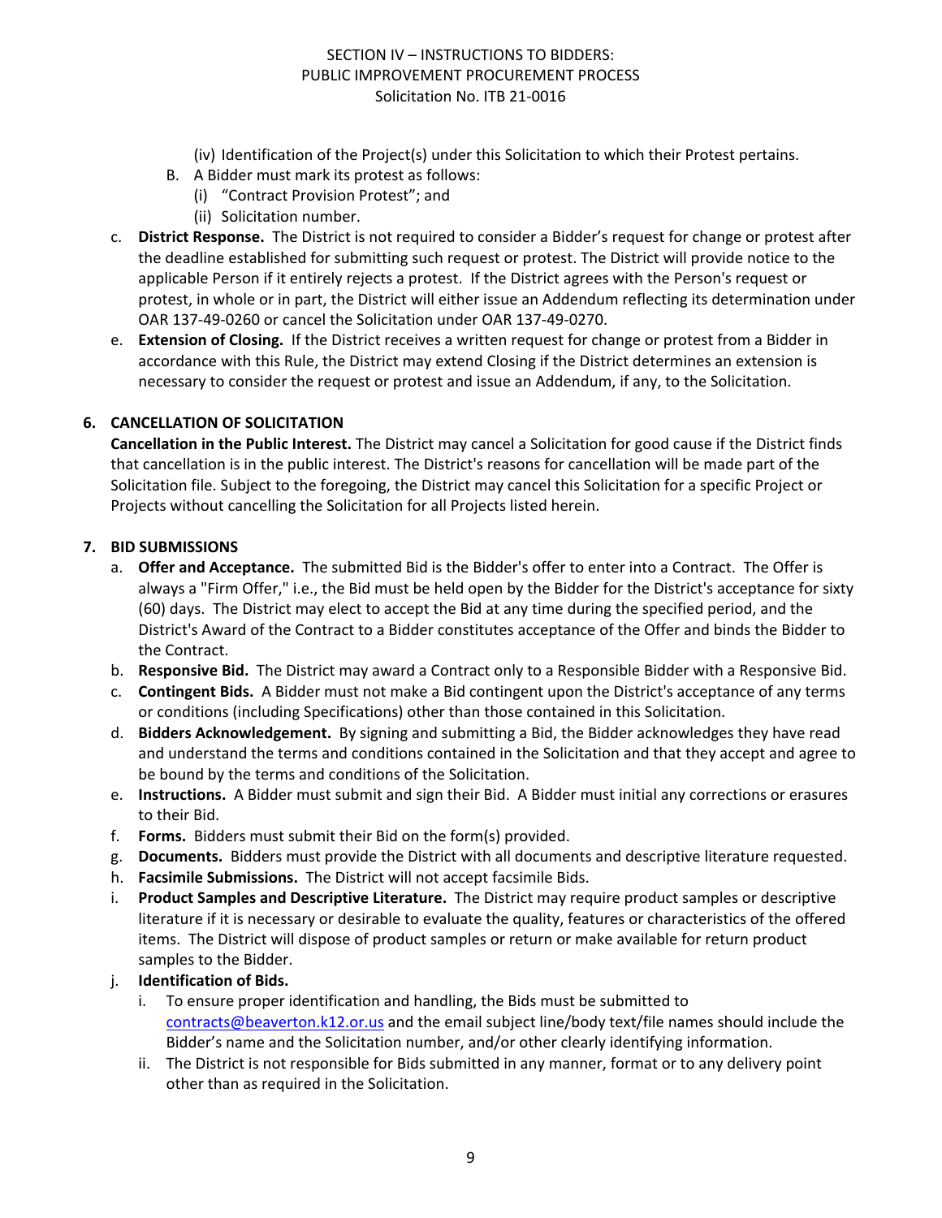(iv) Identification of the Project(s) under this Solicitation to which their Protest pertains.

B. A Bidder must mark its protest as follows:
   (i) "Contract Provision Protest"; and
   (ii) Solicitation number.

c. **District Response.** The District is not required to consider a Bidder's request for change or protest after the deadline established for submitting such request or protest. The District will provide notice to the applicable Person if it entirely rejects a protest. If the District agrees with the Person's request or protest, in whole or in part, the District will either issue an Addendum reflecting its determination under OAR 137-49-0260 or cancel the Solicitation under OAR 137-49-0270.

e. **Extension of Closing.** If the District receives a written request for change or protest from a Bidder in accordance with this Rule, the District may extend Closing if the District determines an extension is necessary to consider the request or protest and issue an Addendum, if any, to the Solicitation.

## 6. CANCELLATION OF SOLICITATION

**Cancellation in the Public Interest.** The District may cancel a Solicitation for good cause if the District finds that cancellation is in the public interest. The District's reasons for cancellation will be made part of the Solicitation file. Subject to the foregoing, the District may cancel this Solicitation for a specific Project or Projects without cancelling the Solicitation for all Projects listed herein.

## 7. BID SUBMISSIONS

a. **Offer and Acceptance.** The submitted Bid is the Bidder's offer to enter into a Contract. The Offer is always a "Firm Offer," i.e., the Bid must be held open by the Bidder for the District's acceptance for sixty (60) days. The District may elect to accept the Bid at any time during the specified period, and the District's Award of the Contract to a Bidder constitutes acceptance of the Offer and binds the Bidder to the Contract.

b. **Responsive Bid.** The District may award a Contract only to a Responsible Bidder with a Responsive Bid.

c. **Contingent Bids.** A Bidder must not make a Bid contingent upon the District's acceptance of any terms or conditions (including Specifications) other than those contained in this Solicitation.

d. **Bidders Acknowledgement.** By signing and submitting a Bid, the Bidder acknowledges they have read and understand the terms and conditions contained in the Solicitation and that they accept and agree to be bound by the terms and conditions of the Solicitation.

e. **Instructions.** A Bidder must submit and sign their Bid. A Bidder must initial any corrections or erasures to their Bid.

f. **Forms.** Bidders must submit their Bid on the form(s) provided.

g. **Documents.** Bidders must provide the District with all documents and descriptive literature requested.

h. **Facsimile Submissions.** The District will not accept facsimile Bids.

i. **Product Samples and Descriptive Literature.** The District may require product samples or descriptive literature if it is necessary or desirable to evaluate the quality, features or characteristics of the offered items. The District will dispose of product samples or return or make available for return product samples to the Bidder.

j. **Identification of Bids.**
   i. To ensure proper identification and handling, the Bids must be submitted to contracts@beaverton.k12.or.us and the email subject line/body text/file names should include the Bidder's name and the Solicitation number, and/or other clearly identifying information.
   ii. The District is not responsible for Bids submitted in any manner, format or to any delivery point other than as required in the Solicitation.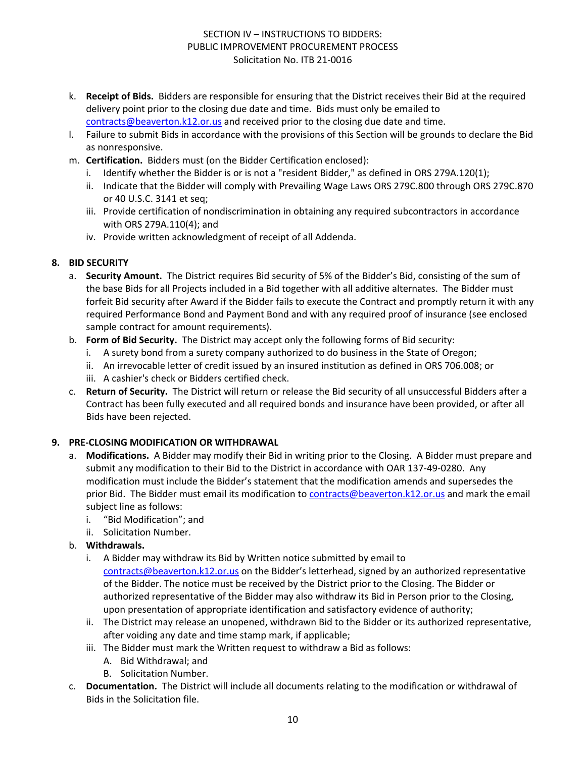k. **Receipt of Bids.** Bidders are responsible for ensuring that the District receives their Bid at the required delivery point prior to the closing due date and time. Bids must only be emailed to contracts@beaverton.k12.or.us and received prior to the closing due date and time.

l. Failure to submit Bids in accordance with the provisions of this Section will be grounds to declare the Bid as nonresponsive.

m. **Certification.** Bidders must (on the Bidder Certification enclosed):
   - i. Identify whether the Bidder is or is not a "resident Bidder," as defined in ORS 279A.120(1);
   - ii. Indicate that the Bidder will comply with Prevailing Wage Laws ORS 279C.800 through ORS 279C.870 or 40 U.S.C. 3141 et seq;
   - iii. Provide certification of nondiscrimination in obtaining any required subcontractors in accordance with ORS 279A.110(4); and
   - iv. Provide written acknowledgment of receipt of all Addenda.

## 8. BID SECURITY

a. **Security Amount.** The District requires Bid security of 5% of the Bidder's Bid, consisting of the sum of the base Bids for all Projects included in a Bid together with all additive alternates. The Bidder must forfeit Bid security after Award if the Bidder fails to execute the Contract and promptly return it with any required Performance Bond and Payment Bond and with any required proof of insurance (see enclosed sample contract for amount requirements).

b. **Form of Bid Security.** The District may accept only the following forms of Bid security:
   - i. A surety bond from a surety company authorized to do business in the State of Oregon;
   - ii. An irrevocable letter of credit issued by an insured institution as defined in ORS 706.008; or
   - iii. A cashier's check or Bidders certified check.

c. **Return of Security.** The District will return or release the Bid security of all unsuccessful Bidders after a Contract has been fully executed and all required bonds and insurance have been provided, or after all Bids have been rejected.

## 9. PRE-CLOSING MODIFICATION OR WITHDRAWAL

a. **Modifications.** A Bidder may modify their Bid in writing prior to the Closing. A Bidder must prepare and submit any modification to their Bid to the District in accordance with OAR 137-49-0280. Any modification must include the Bidder's statement that the modification amends and supersedes the prior Bid. The Bidder must email its modification to contracts@beaverton.k12.or.us and mark the email subject line as follows:
   - i. "Bid Modification"; and
   - ii. Solicitation Number.

b. **Withdrawals.**
   - i. A Bidder may withdraw its Bid by Written notice submitted by email to contracts@beaverton.k12.or.us on the Bidder's letterhead, signed by an authorized representative of the Bidder. The notice must be received by the District prior to the Closing. The Bidder or authorized representative of the Bidder may also withdraw its Bid in Person prior to the Closing, upon presentation of appropriate identification and satisfactory evidence of authority;
   - ii. The District may release an unopened, withdrawn Bid to the Bidder or its authorized representative, after voiding any date and time stamp mark, if applicable;
   - iii. The Bidder must mark the Written request to withdraw a Bid as follows:
     - A. Bid Withdrawal; and
     - B. Solicitation Number.

c. **Documentation.** The District will include all documents relating to the modification or withdrawal of Bids in the Solicitation file.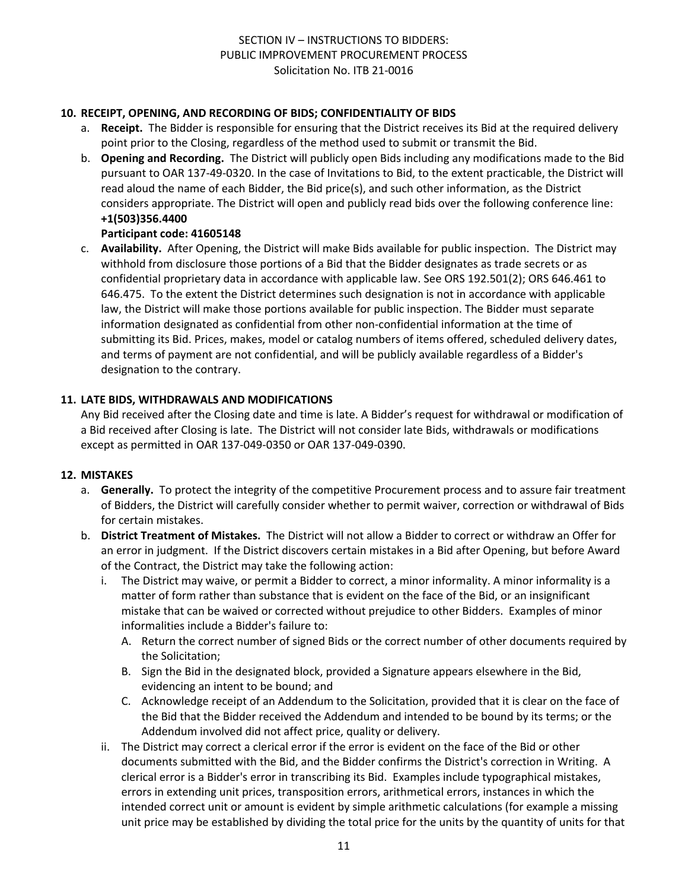## 10. RECEIPT, OPENING, AND RECORDING OF BIDS; CONFIDENTIALITY OF BIDS

a. **Receipt.** The Bidder is responsible for ensuring that the District receives its Bid at the required delivery point prior to the Closing, regardless of the method used to submit or transmit the Bid.

b. **Opening and Recording.** The District will publicly open Bids including any modifications made to the Bid pursuant to OAR 137-49-0320. In the case of Invitations to Bid, to the extent practicable, the District will read aloud the name of each Bidder, the Bid price(s), and such other information, as the District considers appropriate. The District will open and publicly read bids over the following conference line:
**+1(503)356.4400**
**Participant code: 41605148**

c. **Availability.** After Opening, the District will make Bids available for public inspection. The District may withhold from disclosure those portions of a Bid that the Bidder designates as trade secrets or as confidential proprietary data in accordance with applicable law. See ORS 192.501(2); ORS 646.461 to 646.475. To the extent the District determines such designation is not in accordance with applicable law, the District will make those portions available for public inspection. The Bidder must separate information designated as confidential from other non-confidential information at the time of submitting its Bid. Prices, makes, model or catalog numbers of items offered, scheduled delivery dates, and terms of payment are not confidential, and will be publicly available regardless of a Bidder's designation to the contrary.

## 11. LATE BIDS, WITHDRAWALS AND MODIFICATIONS

Any Bid received after the Closing date and time is late. A Bidder's request for withdrawal or modification of a Bid received after Closing is late. The District will not consider late Bids, withdrawals or modifications except as permitted in OAR 137-049-0350 or OAR 137-049-0390.

## 12. MISTAKES

a. **Generally.** To protect the integrity of the competitive Procurement process and to assure fair treatment of Bidders, the District will carefully consider whether to permit waiver, correction or withdrawal of Bids for certain mistakes.

b. **District Treatment of Mistakes.** The District will not allow a Bidder to correct or withdraw an Offer for an error in judgment. If the District discovers certain mistakes in a Bid after Opening, but before Award of the Contract, the District may take the following action:

   i. The District may waive, or permit a Bidder to correct, a minor informality. A minor informality is a matter of form rather than substance that is evident on the face of the Bid, or an insignificant mistake that can be waived or corrected without prejudice to other Bidders. Examples of minor informalities include a Bidder's failure to:

      A. Return the correct number of signed Bids or the correct number of other documents required by the Solicitation;

      B. Sign the Bid in the designated block, provided a Signature appears elsewhere in the Bid, evidencing an intent to be bound; and

      C. Acknowledge receipt of an Addendum to the Solicitation, provided that it is clear on the face of the Bid that the Bidder received the Addendum and intended to be bound by its terms; or the Addendum involved did not affect price, quality or delivery.

   ii. The District may correct a clerical error if the error is evident on the face of the Bid or other documents submitted with the Bid, and the Bidder confirms the District's correction in Writing. A clerical error is a Bidder's error in transcribing its Bid. Examples include typographical mistakes, errors in extending unit prices, transposition errors, arithmetical errors, instances in which the intended correct unit or amount is evident by simple arithmetic calculations (for example a missing unit price may be established by dividing the total price for the units by the quantity of units for that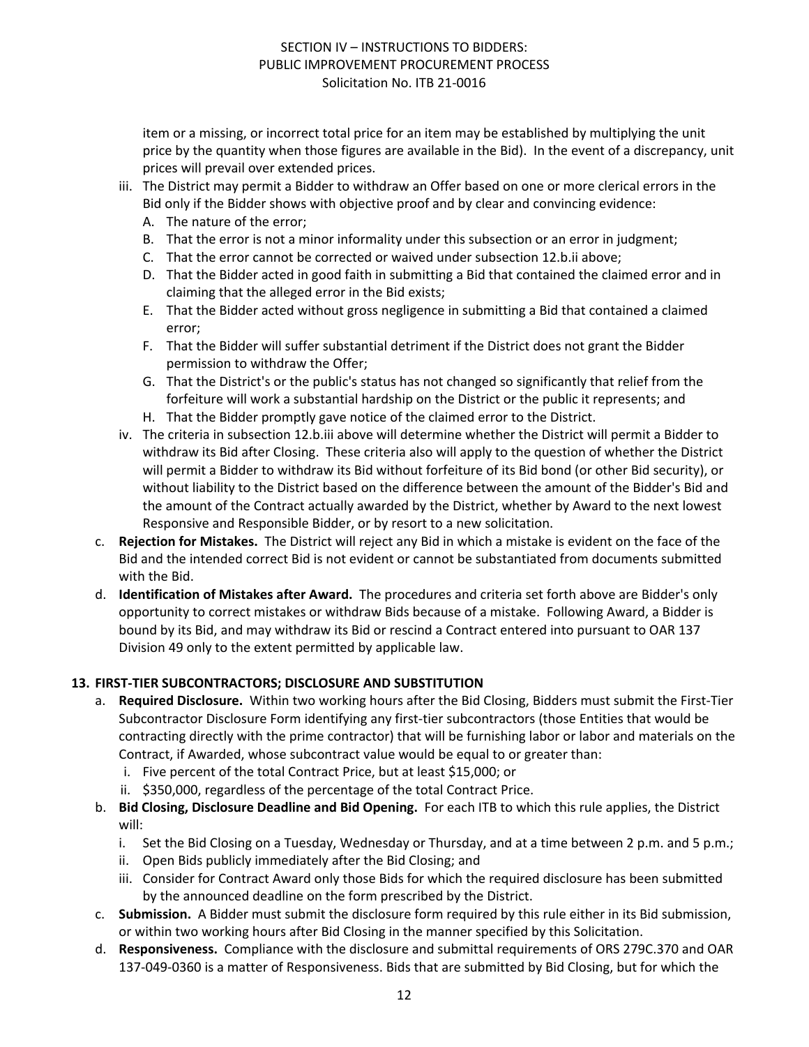item or a missing, or incorrect total price for an item may be established by multiplying the unit price by the quantity when those figures are available in the Bid). In the event of a discrepancy, unit prices will prevail over extended prices.

   iii. The District may permit a Bidder to withdraw an Offer based on one or more clerical errors in the Bid only if the Bidder shows with objective proof and by clear and convincing evidence:
      - A. The nature of the error;
      - B. That the error is not a minor informality under this subsection or an error in judgment;
      - C. That the error cannot be corrected or waived under subsection 12.b.ii above;
      - D. That the Bidder acted in good faith in submitting a Bid that contained the claimed error and in claiming that the alleged error in the Bid exists;
      - E. That the Bidder acted without gross negligence in submitting a Bid that contained a claimed error;
      - F. That the Bidder will suffer substantial detriment if the District does not grant the Bidder permission to withdraw the Offer;
      - G. That the District's or the public's status has not changed so significantly that relief from the forfeiture will work a substantial hardship on the District or the public it represents; and
      - H. That the Bidder promptly gave notice of the claimed error to the District.

   iv. The criteria in subsection 12.b.iii above will determine whether the District will permit a Bidder to withdraw its Bid after Closing. These criteria also will apply to the question of whether the District will permit a Bidder to withdraw its Bid without forfeiture of its Bid bond (or other Bid security), or without liability to the District based on the difference between the amount of the Bidder's Bid and the amount of the Contract actually awarded by the District, whether by Award to the next lowest Responsive and Responsible Bidder, or by resort to a new solicitation.

c. **Rejection for Mistakes.** The District will reject any Bid in which a mistake is evident on the face of the Bid and the intended correct Bid is not evident or cannot be substantiated from documents submitted with the Bid.

d. **Identification of Mistakes after Award.** The procedures and criteria set forth above are Bidder's only opportunity to correct mistakes or withdraw Bids because of a mistake. Following Award, a Bidder is bound by its Bid, and may withdraw its Bid or rescind a Contract entered into pursuant to OAR 137 Division 49 only to the extent permitted by applicable law.

**13. FIRST-TIER SUBCONTRACTORS; DISCLOSURE AND SUBSTITUTION**

a. **Required Disclosure.** Within two working hours after the Bid Closing, Bidders must submit the First-Tier Subcontractor Disclosure Form identifying any first-tier subcontractors (those Entities that would be contracting directly with the prime contractor) that will be furnishing labor or labor and materials on the Contract, if Awarded, whose subcontract value would be equal to or greater than:
   - i. Five percent of the total Contract Price, but at least $15,000; or
   - ii. $350,000, regardless of the percentage of the total Contract Price.

b. **Bid Closing, Disclosure Deadline and Bid Opening.** For each ITB to which this rule applies, the District will:
   - i. Set the Bid Closing on a Tuesday, Wednesday or Thursday, and at a time between 2 p.m. and 5 p.m.;
   - ii. Open Bids publicly immediately after the Bid Closing; and
   - iii. Consider for Contract Award only those Bids for which the required disclosure has been submitted by the announced deadline on the form prescribed by the District.

c. **Submission.** A Bidder must submit the disclosure form required by this rule either in its Bid submission, or within two working hours after Bid Closing in the manner specified by this Solicitation.

d. **Responsiveness.** Compliance with the disclosure and submittal requirements of ORS 279C.370 and OAR 137-049-0360 is a matter of Responsiveness. Bids that are submitted by Bid Closing, but for which the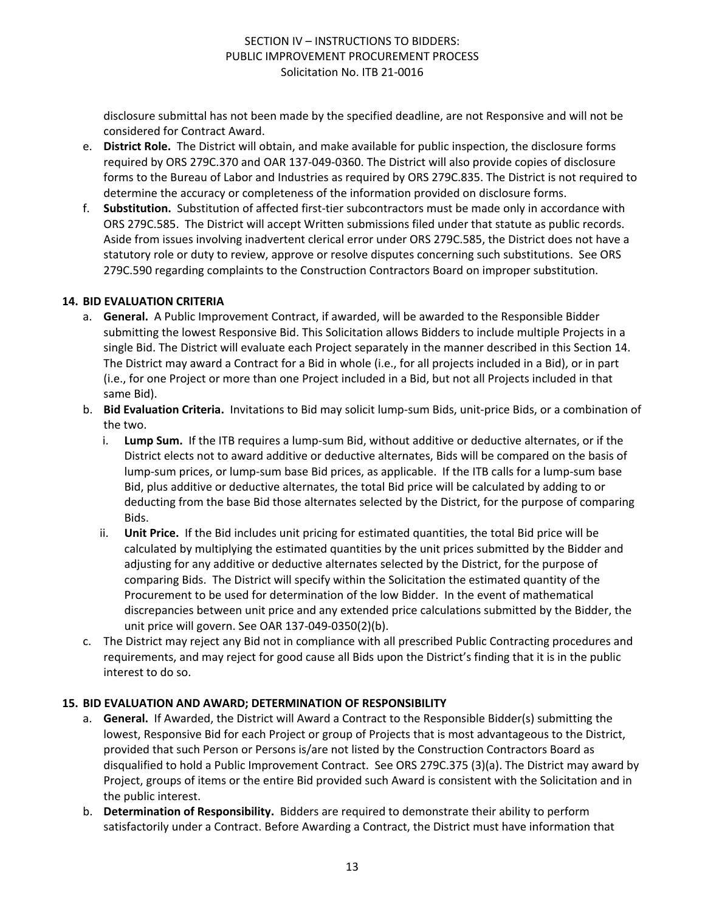disclosure submittal has not been made by the specified deadline, are not Responsive and will not be considered for Contract Award.

e. **District Role.** The District will obtain, and make available for public inspection, the disclosure forms required by ORS 279C.370 and OAR 137-049-0360. The District will also provide copies of disclosure forms to the Bureau of Labor and Industries as required by ORS 279C.835. The District is not required to determine the accuracy or completeness of the information provided on disclosure forms.

f. **Substitution.** Substitution of affected first-tier subcontractors must be made only in accordance with ORS 279C.585. The District will accept Written submissions filed under that statute as public records. Aside from issues involving inadvertent clerical error under ORS 279C.585, the District does not have a statutory role or duty to review, approve or resolve disputes concerning such substitutions. See ORS 279C.590 regarding complaints to the Construction Contractors Board on improper substitution.

## 14. BID EVALUATION CRITERIA

a. **General.** A Public Improvement Contract, if awarded, will be awarded to the Responsible Bidder submitting the lowest Responsive Bid. This Solicitation allows Bidders to include multiple Projects in a single Bid. The District will evaluate each Project separately in the manner described in this Section 14. The District may award a Contract for a Bid in whole (i.e., for all projects included in a Bid), or in part (i.e., for one Project or more than one Project included in a Bid, but not all Projects included in that same Bid).

b. **Bid Evaluation Criteria.** Invitations to Bid may solicit lump-sum Bids, unit-price Bids, or a combination of the two.

   i. **Lump Sum.** If the ITB requires a lump-sum Bid, without additive or deductive alternates, or if the District elects not to award additive or deductive alternates, Bids will be compared on the basis of lump-sum prices, or lump-sum base Bid prices, as applicable. If the ITB calls for a lump-sum base Bid, plus additive or deductive alternates, the total Bid price will be calculated by adding to or deducting from the base Bid those alternates selected by the District, for the purpose of comparing Bids.

   ii. **Unit Price.** If the Bid includes unit pricing for estimated quantities, the total Bid price will be calculated by multiplying the estimated quantities by the unit prices submitted by the Bidder and adjusting for any additive or deductive alternates selected by the District, for the purpose of comparing Bids. The District will specify within the Solicitation the estimated quantity of the Procurement to be used for determination of the low Bidder. In the event of mathematical discrepancies between unit price and any extended price calculations submitted by the Bidder, the unit price will govern. See OAR 137-049-0350(2)(b).

c. The District may reject any Bid not in compliance with all prescribed Public Contracting procedures and requirements, and may reject for good cause all Bids upon the District's finding that it is in the public interest to do so.

## 15. BID EVALUATION AND AWARD; DETERMINATION OF RESPONSIBILITY

a. **General.** If Awarded, the District will Award a Contract to the Responsible Bidder(s) submitting the lowest, Responsive Bid for each Project or group of Projects that is most advantageous to the District, provided that such Person or Persons is/are not listed by the Construction Contractors Board as disqualified to hold a Public Improvement Contract. See ORS 279C.375 (3)(a). The District may award by Project, groups of items or the entire Bid provided such Award is consistent with the Solicitation and in the public interest.

b. **Determination of Responsibility.** Bidders are required to demonstrate their ability to perform satisfactorily under a Contract. Before Awarding a Contract, the District must have information that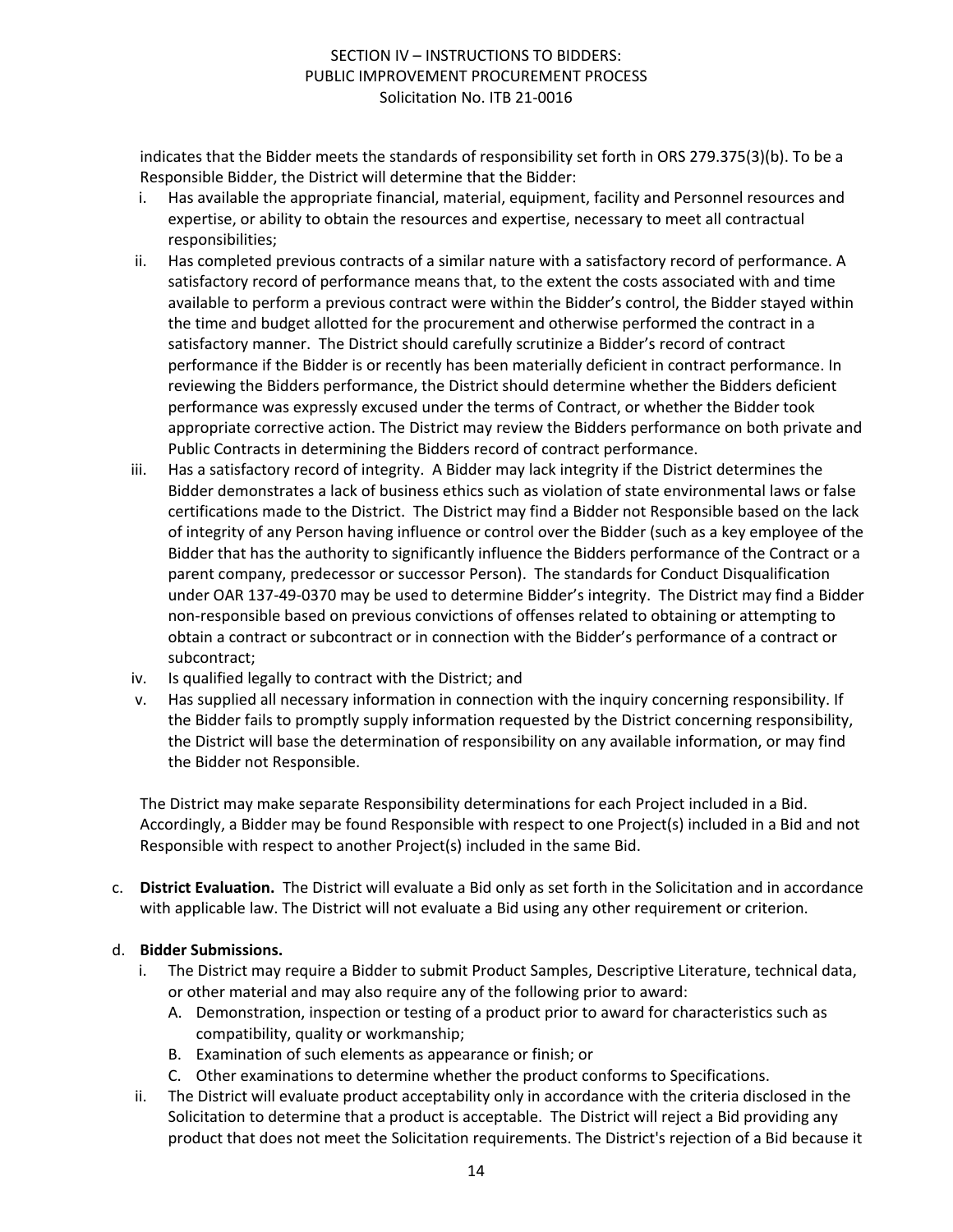indicates that the Bidder meets the standards of responsibility set forth in ORS 279.375(3)(b). To be a Responsible Bidder, the District will determine that the Bidder:

i. Has available the appropriate financial, material, equipment, facility and Personnel resources and expertise, or ability to obtain the resources and expertise, necessary to meet all contractual responsibilities;
ii. Has completed previous contracts of a similar nature with a satisfactory record of performance. A satisfactory record of performance means that, to the extent the costs associated with and time available to perform a previous contract were within the Bidder's control, the Bidder stayed within the time and budget allotted for the procurement and otherwise performed the contract in a satisfactory manner. The District should carefully scrutinize a Bidder's record of contract performance if the Bidder is or recently has been materially deficient in contract performance. In reviewing the Bidders performance, the District should determine whether the Bidders deficient performance was expressly excused under the terms of Contract, or whether the Bidder took appropriate corrective action. The District may review the Bidders performance on both private and Public Contracts in determining the Bidders record of contract performance.
iii. Has a satisfactory record of integrity. A Bidder may lack integrity if the District determines the Bidder demonstrates a lack of business ethics such as violation of state environmental laws or false certifications made to the District. The District may find a Bidder not Responsible based on the lack of integrity of any Person having influence or control over the Bidder (such as a key employee of the Bidder that has the authority to significantly influence the Bidders performance of the Contract or a parent company, predecessor or successor Person). The standards for Conduct Disqualification under OAR 137-49-0370 may be used to determine Bidder's integrity. The District may find a Bidder non-responsible based on previous convictions of offenses related to obtaining or attempting to obtain a contract or subcontract or in connection with the Bidder's performance of a contract or subcontract;
iv. Is qualified legally to contract with the District; and
v. Has supplied all necessary information in connection with the inquiry concerning responsibility. If the Bidder fails to promptly supply information requested by the District concerning responsibility, the District will base the determination of responsibility on any available information, or may find the Bidder not Responsible.

The District may make separate Responsibility determinations for each Project included in a Bid. Accordingly, a Bidder may be found Responsible with respect to one Project(s) included in a Bid and not Responsible with respect to another Project(s) included in the same Bid.

c. **District Evaluation.** The District will evaluate a Bid only as set forth in the Solicitation and in accordance with applicable law. The District will not evaluate a Bid using any other requirement or criterion.

d. **Bidder Submissions.**
   i. The District may require a Bidder to submit Product Samples, Descriptive Literature, technical data, or other material and may also require any of the following prior to award:
      A. Demonstration, inspection or testing of a product prior to award for characteristics such as compatibility, quality or workmanship;
      B. Examination of such elements as appearance or finish; or
      C. Other examinations to determine whether the product conforms to Specifications.
   ii. The District will evaluate product acceptability only in accordance with the criteria disclosed in the Solicitation to determine that a product is acceptable. The District will reject a Bid providing any product that does not meet the Solicitation requirements. The District's rejection of a Bid because it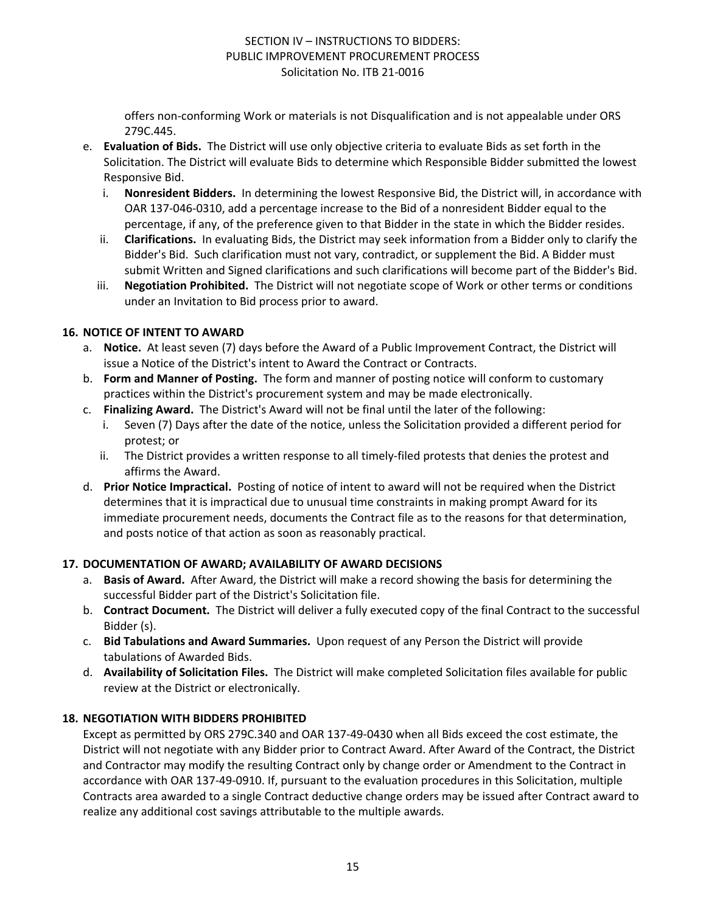offers non-conforming Work or materials is not Disqualification and is not appealable under ORS 279C.445.

e. **Evaluation of Bids.** The District will use only objective criteria to evaluate Bids as set forth in the Solicitation. The District will evaluate Bids to determine which Responsible Bidder submitted the lowest Responsive Bid.
   i. **Nonresident Bidders.** In determining the lowest Responsive Bid, the District will, in accordance with OAR 137-046-0310, add a percentage increase to the Bid of a nonresident Bidder equal to the percentage, if any, of the preference given to that Bidder in the state in which the Bidder resides.
   ii. **Clarifications.** In evaluating Bids, the District may seek information from a Bidder only to clarify the Bidder's Bid. Such clarification must not vary, contradict, or supplement the Bid. A Bidder must submit Written and Signed clarifications and such clarifications will become part of the Bidder's Bid.
   iii. **Negotiation Prohibited.** The District will not negotiate scope of Work or other terms or conditions under an Invitation to Bid process prior to award.

## 16. NOTICE OF INTENT TO AWARD

a. **Notice.** At least seven (7) days before the Award of a Public Improvement Contract, the District will issue a Notice of the District's intent to Award the Contract or Contracts.
b. **Form and Manner of Posting.** The form and manner of posting notice will conform to customary practices within the District's procurement system and may be made electronically.
c. **Finalizing Award.** The District's Award will not be final until the later of the following:
   i. Seven (7) Days after the date of the notice, unless the Solicitation provided a different period for protest; or
   ii. The District provides a written response to all timely-filed protests that denies the protest and affirms the Award.
d. **Prior Notice Impractical.** Posting of notice of intent to award will not be required when the District determines that it is impractical due to unusual time constraints in making prompt Award for its immediate procurement needs, documents the Contract file as to the reasons for that determination, and posts notice of that action as soon as reasonably practical.

## 17. DOCUMENTATION OF AWARD; AVAILABILITY OF AWARD DECISIONS

a. **Basis of Award.** After Award, the District will make a record showing the basis for determining the successful Bidder part of the District's Solicitation file.
b. **Contract Document.** The District will deliver a fully executed copy of the final Contract to the successful Bidder (s).
c. **Bid Tabulations and Award Summaries.** Upon request of any Person the District will provide tabulations of Awarded Bids.
d. **Availability of Solicitation Files.** The District will make completed Solicitation files available for public review at the District or electronically.

## 18. NEGOTIATION WITH BIDDERS PROHIBITED

Except as permitted by ORS 279C.340 and OAR 137-49-0430 when all Bids exceed the cost estimate, the District will not negotiate with any Bidder prior to Contract Award. After Award of the Contract, the District and Contractor may modify the resulting Contract only by change order or Amendment to the Contract in accordance with OAR 137-49-0910. If, pursuant to the evaluation procedures in this Solicitation, multiple Contracts area awarded to a single Contract deductive change orders may be issued after Contract award to realize any additional cost savings attributable to the multiple awards.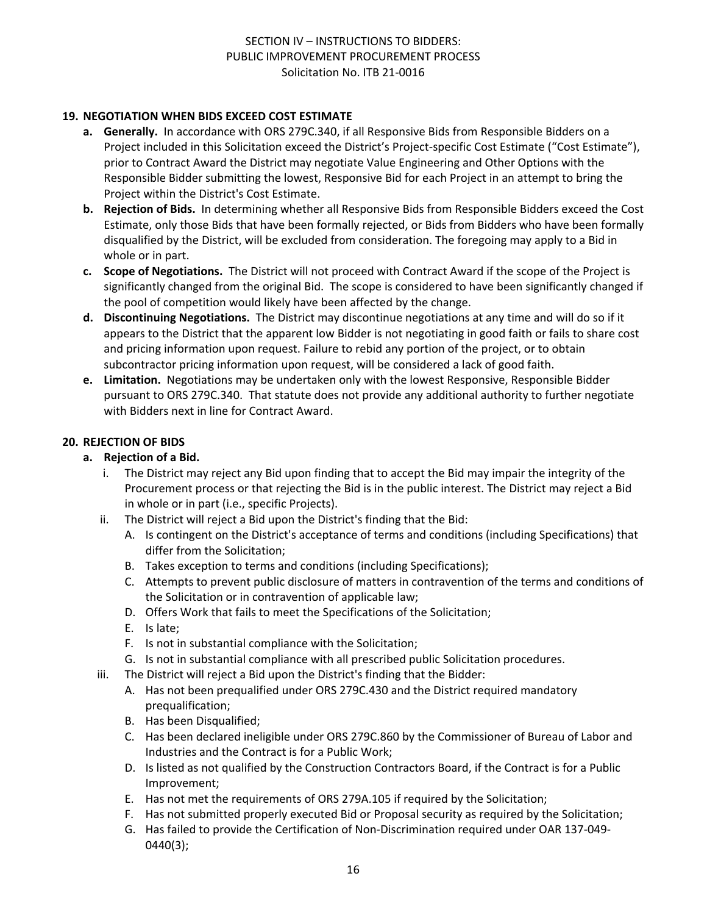## 19. NEGOTIATION WHEN BIDS EXCEED COST ESTIMATE

a. **Generally.** In accordance with ORS 279C.340, if all Responsive Bids from Responsible Bidders on a Project included in this Solicitation exceed the District's Project-specific Cost Estimate ("Cost Estimate"), prior to Contract Award the District may negotiate Value Engineering and Other Options with the Responsible Bidder submitting the lowest, Responsive Bid for each Project in an attempt to bring the Project within the District's Cost Estimate.

b. **Rejection of Bids.** In determining whether all Responsive Bids from Responsible Bidders exceed the Cost Estimate, only those Bids that have been formally rejected, or Bids from Bidders who have been formally disqualified by the District, will be excluded from consideration. The foregoing may apply to a Bid in whole or in part.

c. **Scope of Negotiations.** The District will not proceed with Contract Award if the scope of the Project is significantly changed from the original Bid. The scope is considered to have been significantly changed if the pool of competition would likely have been affected by the change.

d. **Discontinuing Negotiations.** The District may discontinue negotiations at any time and will do so if it appears to the District that the apparent low Bidder is not negotiating in good faith or fails to share cost and pricing information upon request. Failure to rebid any portion of the project, or to obtain subcontractor pricing information upon request, will be considered a lack of good faith.

e. **Limitation.** Negotiations may be undertaken only with the lowest Responsive, Responsible Bidder pursuant to ORS 279C.340. That statute does not provide any additional authority to further negotiate with Bidders next in line for Contract Award.

## 20. REJECTION OF BIDS

a. **Rejection of a Bid.**

i. The District may reject any Bid upon finding that to accept the Bid may impair the integrity of the Procurement process or that rejecting the Bid is in the public interest. The District may reject a Bid in whole or in part (i.e., specific Projects).

ii. The District will reject a Bid upon the District's finding that the Bid:

A. Is contingent on the District's acceptance of terms and conditions (including Specifications) that differ from the Solicitation;
B. Takes exception to terms and conditions (including Specifications);
C. Attempts to prevent public disclosure of matters in contravention of the terms and conditions of the Solicitation or in contravention of applicable law;
D. Offers Work that fails to meet the Specifications of the Solicitation;
E. Is late;
F. Is not in substantial compliance with the Solicitation;
G. Is not in substantial compliance with all prescribed public Solicitation procedures.

iii. The District will reject a Bid upon the District's finding that the Bidder:

A. Has not been prequalified under ORS 279C.430 and the District required mandatory prequalification;
B. Has been Disqualified;
C. Has been declared ineligible under ORS 279C.860 by the Commissioner of Bureau of Labor and Industries and the Contract is for a Public Work;
D. Is listed as not qualified by the Construction Contractors Board, if the Contract is for a Public Improvement;
E. Has not met the requirements of ORS 279A.105 if required by the Solicitation;
F. Has not submitted properly executed Bid or Proposal security as required by the Solicitation;
G. Has failed to provide the Certification of Non-Discrimination required under OAR 137-049-0440(3);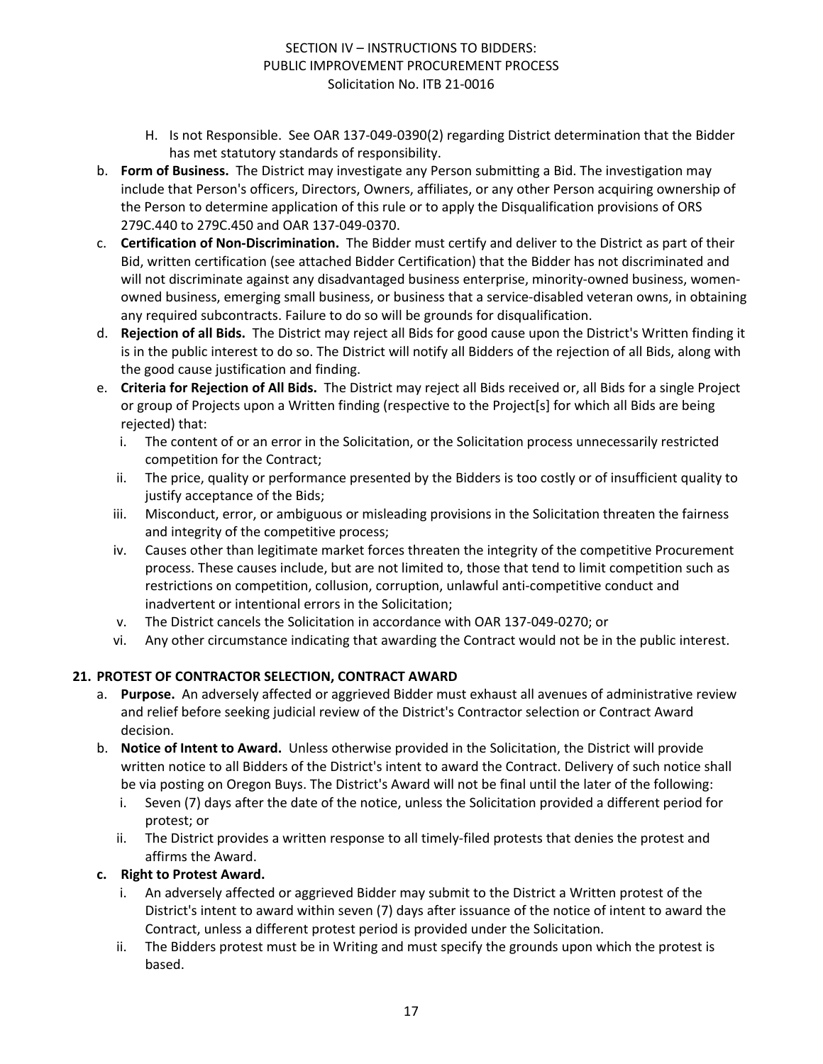- H. Is not Responsible. See OAR 137-049-0390(2) regarding District determination that the Bidder has met statutory standards of responsibility.

- b. **Form of Business.** The District may investigate any Person submitting a Bid. The investigation may include that Person's officers, Directors, Owners, affiliates, or any other Person acquiring ownership of the Person to determine application of this rule or to apply the Disqualification provisions of ORS 279C.440 to 279C.450 and OAR 137-049-0370.
- c. **Certification of Non-Discrimination.** The Bidder must certify and deliver to the District as part of their Bid, written certification (see attached Bidder Certification) that the Bidder has not discriminated and will not discriminate against any disadvantaged business enterprise, minority-owned business, women-owned business, emerging small business, or business that a service-disabled veteran owns, in obtaining any required subcontracts. Failure to do so will be grounds for disqualification.
- d. **Rejection of all Bids.** The District may reject all Bids for good cause upon the District's Written finding it is in the public interest to do so. The District will notify all Bidders of the rejection of all Bids, along with the good cause justification and finding.
- e. **Criteria for Rejection of All Bids.** The District may reject all Bids received or, all Bids for a single Project or group of Projects upon a Written finding (respective to the Project[s] for which all Bids are being rejected) that:
   - i. The content of or an error in the Solicitation, or the Solicitation process unnecessarily restricted competition for the Contract;
   - ii. The price, quality or performance presented by the Bidders is too costly or of insufficient quality to justify acceptance of the Bids;
   - iii. Misconduct, error, or ambiguous or misleading provisions in the Solicitation threaten the fairness and integrity of the competitive process;
   - iv. Causes other than legitimate market forces threaten the integrity of the competitive Procurement process. These causes include, but are not limited to, those that tend to limit competition such as restrictions on competition, collusion, corruption, unlawful anti-competitive conduct and inadvertent or intentional errors in the Solicitation;
   - v. The District cancels the Solicitation in accordance with OAR 137-049-0270; or
   - vi. Any other circumstance indicating that awarding the Contract would not be in the public interest.

## 21. PROTEST OF CONTRACTOR SELECTION, CONTRACT AWARD

- a. **Purpose.** An adversely affected or aggrieved Bidder must exhaust all avenues of administrative review and relief before seeking judicial review of the District's Contractor selection or Contract Award decision.
- b. **Notice of Intent to Award.** Unless otherwise provided in the Solicitation, the District will provide written notice to all Bidders of the District's intent to award the Contract. Delivery of such notice shall be via posting on Oregon Buys. The District's Award will not be final until the later of the following:
   - i. Seven (7) days after the date of the notice, unless the Solicitation provided a different period for protest; or
   - ii. The District provides a written response to all timely-filed protests that denies the protest and affirms the Award.
- **c. Right to Protest Award.**
   - i. An adversely affected or aggrieved Bidder may submit to the District a Written protest of the District's intent to award within seven (7) days after issuance of the notice of intent to award the Contract, unless a different protest period is provided under the Solicitation.
   - ii. The Bidders protest must be in Writing and must specify the grounds upon which the protest is based.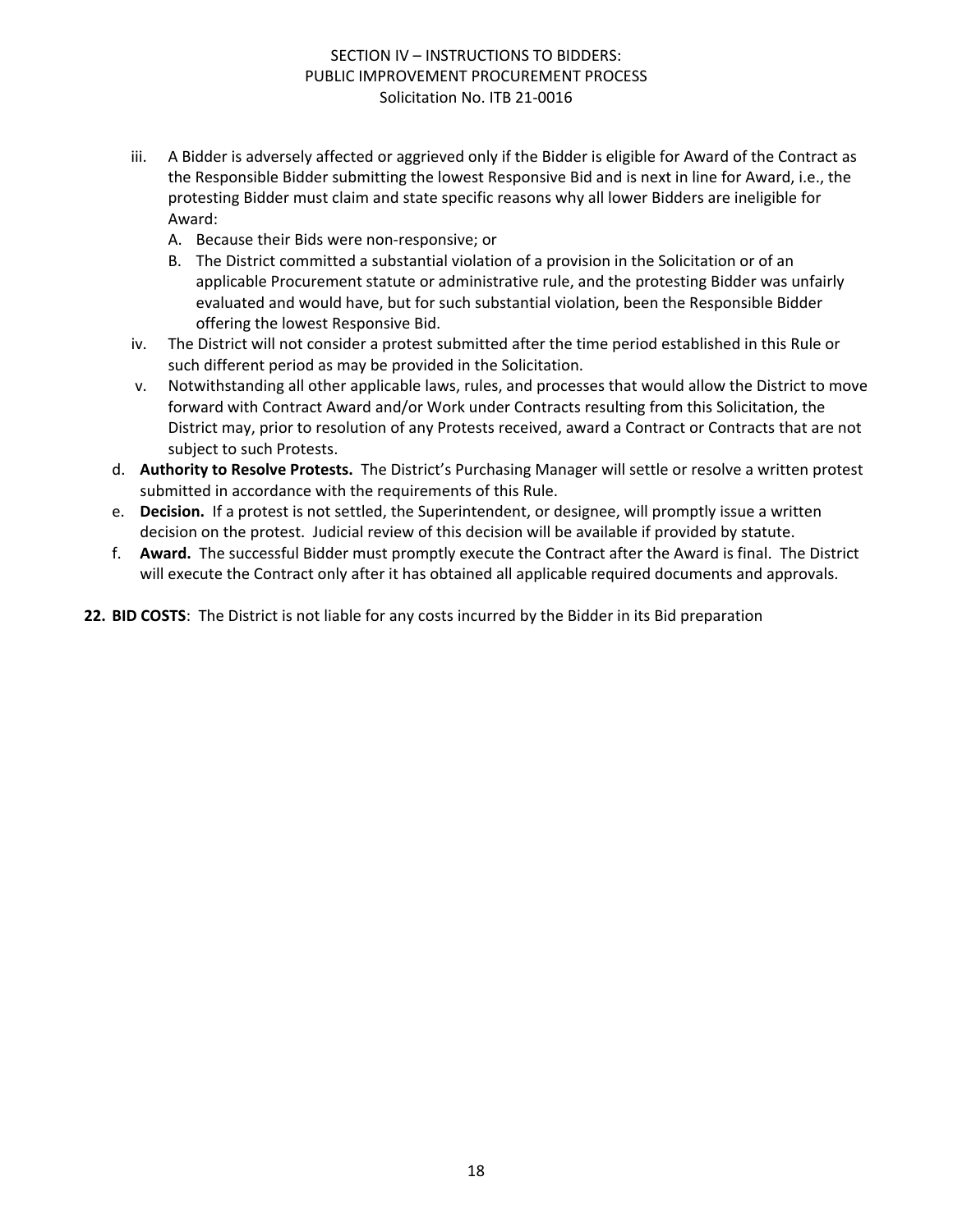iii. A Bidder is adversely affected or aggrieved only if the Bidder is eligible for Award of the Contract as the Responsible Bidder submitting the lowest Responsive Bid and is next in line for Award, i.e., the protesting Bidder must claim and state specific reasons why all lower Bidders are ineligible for Award:

   A. Because their Bids were non-responsive; or

   B. The District committed a substantial violation of a provision in the Solicitation or of an applicable Procurement statute or administrative rule, and the protesting Bidder was unfairly evaluated and would have, but for such substantial violation, been the Responsible Bidder offering the lowest Responsive Bid.

iv. The District will not consider a protest submitted after the time period established in this Rule or such different period as may be provided in the Solicitation.

v. Notwithstanding all other applicable laws, rules, and processes that would allow the District to move forward with Contract Award and/or Work under Contracts resulting from this Solicitation, the District may, prior to resolution of any Protests received, award a Contract or Contracts that are not subject to such Protests.

d. **Authority to Resolve Protests.** The District's Purchasing Manager will settle or resolve a written protest submitted in accordance with the requirements of this Rule.

e. **Decision.** If a protest is not settled, the Superintendent, or designee, will promptly issue a written decision on the protest. Judicial review of this decision will be available if provided by statute.

f. **Award.** The successful Bidder must promptly execute the Contract after the Award is final. The District will execute the Contract only after it has obtained all applicable required documents and approvals.

**22. BID COSTS**: The District is not liable for any costs incurred by the Bidder in its Bid preparation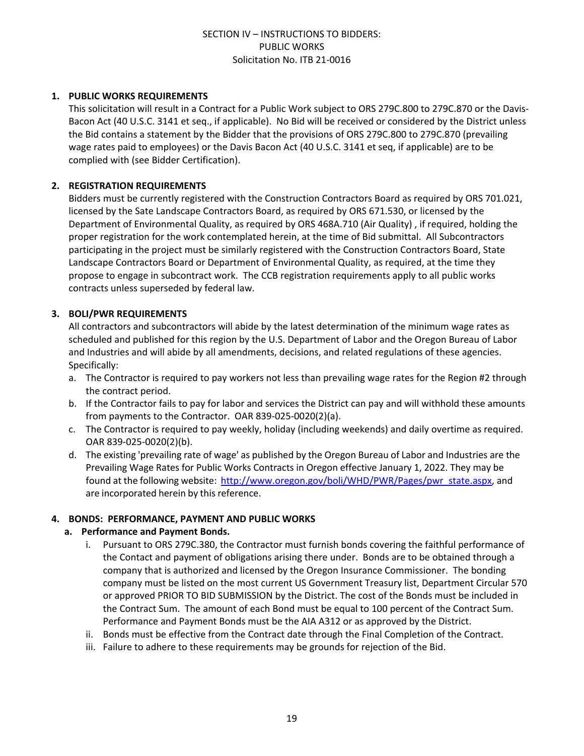SECTION IV – INSTRUCTIONS TO BIDDERS:
PUBLIC WORKS
Solicitation No. ITB 21-0016

**1. PUBLIC WORKS REQUIREMENTS**

This solicitation will result in a Contract for a Public Work subject to ORS 279C.800 to 279C.870 or the Davis-Bacon Act (40 U.S.C. 3141 et seq., if applicable). No Bid will be received or considered by the District unless the Bid contains a statement by the Bidder that the provisions of ORS 279C.800 to 279C.870 (prevailing wage rates paid to employees) or the Davis Bacon Act (40 U.S.C. 3141 et seq, if applicable) are to be complied with (see Bidder Certification).

**2. REGISTRATION REQUIREMENTS**

Bidders must be currently registered with the Construction Contractors Board as required by ORS 701.021, licensed by the Sate Landscape Contractors Board, as required by ORS 671.530, or licensed by the Department of Environmental Quality, as required by ORS 468A.710 (Air Quality) , if required, holding the proper registration for the work contemplated herein, at the time of Bid submittal. All Subcontractors participating in the project must be similarly registered with the Construction Contractors Board, State Landscape Contractors Board or Department of Environmental Quality, as required, at the time they propose to engage in subcontract work. The CCB registration requirements apply to all public works contracts unless superseded by federal law.

**3. BOLI/PWR REQUIREMENTS**

All contractors and subcontractors will abide by the latest determination of the minimum wage rates as scheduled and published for this region by the U.S. Department of Labor and the Oregon Bureau of Labor and Industries and will abide by all amendments, decisions, and related regulations of these agencies. Specifically:

a. The Contractor is required to pay workers not less than prevailing wage rates for the Region #2 through the contract period.
b. If the Contractor fails to pay for labor and services the District can pay and will withhold these amounts from payments to the Contractor. OAR 839-025-0020(2)(a).
c. The Contractor is required to pay weekly, holiday (including weekends) and daily overtime as required. OAR 839-025-0020(2)(b).
d. The existing 'prevailing rate of wage' as published by the Oregon Bureau of Labor and Industries are the Prevailing Wage Rates for Public Works Contracts in Oregon effective January 1, 2022. They may be found at the following website: http://www.oregon.gov/boli/WHD/PWR/Pages/pwr_state.aspx, and are incorporated herein by this reference.

**4. BONDS: PERFORMANCE, PAYMENT AND PUBLIC WORKS**

**a. Performance and Payment Bonds.**

i. Pursuant to ORS 279C.380, the Contractor must furnish bonds covering the faithful performance of the Contact and payment of obligations arising there under. Bonds are to be obtained through a company that is authorized and licensed by the Oregon Insurance Commissioner. The bonding company must be listed on the most current US Government Treasury list, Department Circular 570 or approved PRIOR TO BID SUBMISSION by the District. The cost of the Bonds must be included in the Contract Sum. The amount of each Bond must be equal to 100 percent of the Contract Sum. Performance and Payment Bonds must be the AIA A312 or as approved by the District.

ii. Bonds must be effective from the Contract date through the Final Completion of the Contract.

iii. Failure to adhere to these requirements may be grounds for rejection of the Bid.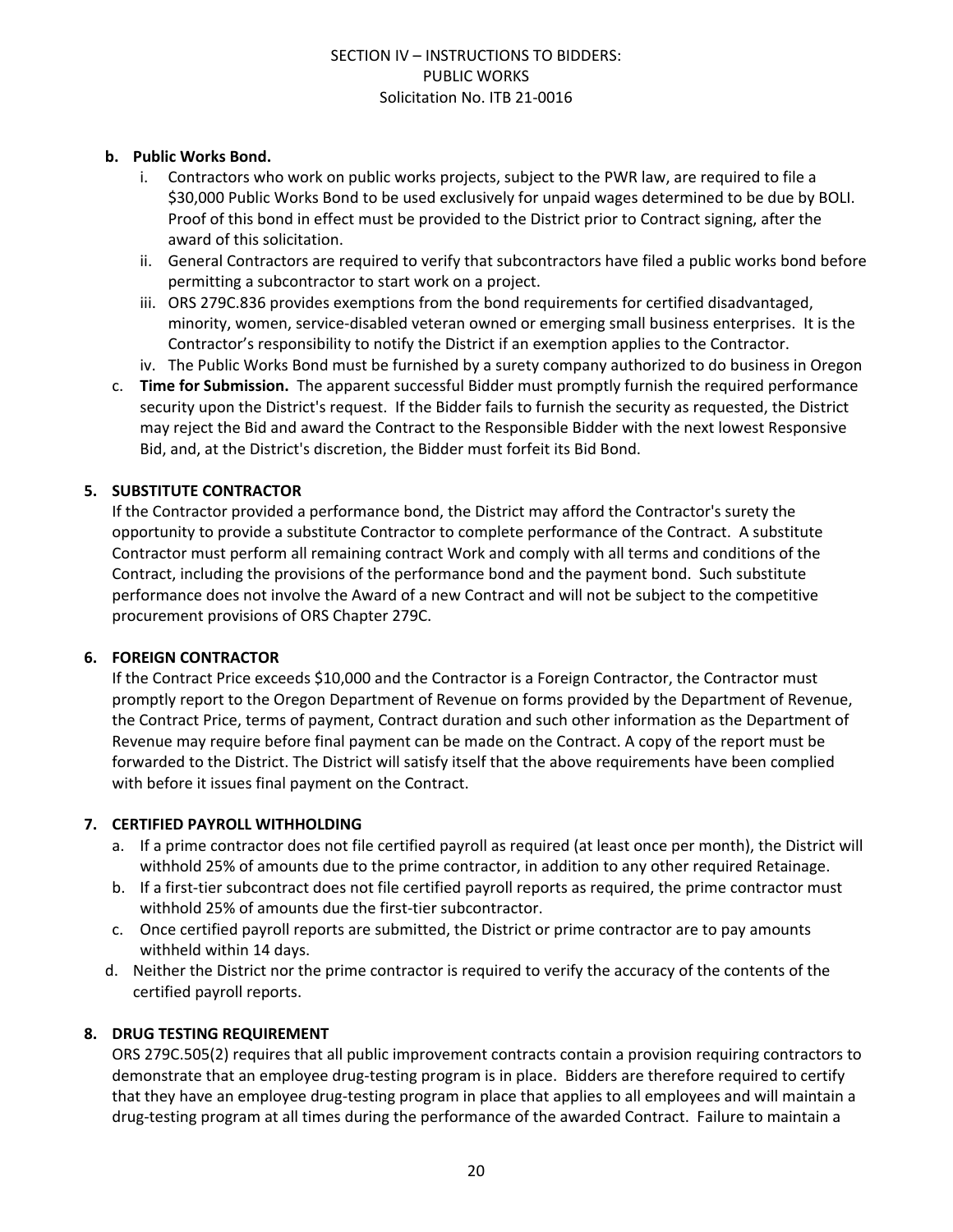**b. Public Works Bond.**

i. Contractors who work on public works projects, subject to the PWR law, are required to file a $30,000 Public Works Bond to be used exclusively for unpaid wages determined to be due by BOLI. Proof of this bond in effect must be provided to the District prior to Contract signing, after the award of this solicitation.

ii. General Contractors are required to verify that subcontractors have filed a public works bond before permitting a subcontractor to start work on a project.

iii. ORS 279C.836 provides exemptions from the bond requirements for certified disadvantaged, minority, women, service-disabled veteran owned or emerging small business enterprises. It is the Contractor's responsibility to notify the District if an exemption applies to the Contractor.

iv. The Public Works Bond must be furnished by a surety company authorized to do business in Oregon

c. **Time for Submission.** The apparent successful Bidder must promptly furnish the required performance security upon the District's request. If the Bidder fails to furnish the security as requested, the District may reject the Bid and award the Contract to the Responsible Bidder with the next lowest Responsive Bid, and, at the District's discretion, the Bidder must forfeit its Bid Bond.

### 5. SUBSTITUTE CONTRACTOR

If the Contractor provided a performance bond, the District may afford the Contractor's surety the opportunity to provide a substitute Contractor to complete performance of the Contract. A substitute Contractor must perform all remaining contract Work and comply with all terms and conditions of the Contract, including the provisions of the performance bond and the payment bond. Such substitute performance does not involve the Award of a new Contract and will not be subject to the competitive procurement provisions of ORS Chapter 279C.

### 6. FOREIGN CONTRACTOR

If the Contract Price exceeds $10,000 and the Contractor is a Foreign Contractor, the Contractor must promptly report to the Oregon Department of Revenue on forms provided by the Department of Revenue, the Contract Price, terms of payment, Contract duration and such other information as the Department of Revenue may require before final payment can be made on the Contract. A copy of the report must be forwarded to the District. The District will satisfy itself that the above requirements have been complied with before it issues final payment on the Contract.

### 7. CERTIFIED PAYROLL WITHHOLDING

a. If a prime contractor does not file certified payroll as required (at least once per month), the District will withhold 25% of amounts due to the prime contractor, in addition to any other required Retainage.

b. If a first-tier subcontract does not file certified payroll reports as required, the prime contractor must withhold 25% of amounts due the first-tier subcontractor.

c. Once certified payroll reports are submitted, the District or prime contractor are to pay amounts withheld within 14 days.

d. Neither the District nor the prime contractor is required to verify the accuracy of the contents of the certified payroll reports.

### 8. DRUG TESTING REQUIREMENT

ORS 279C.505(2) requires that all public improvement contracts contain a provision requiring contractors to demonstrate that an employee drug-testing program is in place. Bidders are therefore required to certify that they have an employee drug-testing program in place that applies to all employees and will maintain a drug-testing program at all times during the performance of the awarded Contract. Failure to maintain a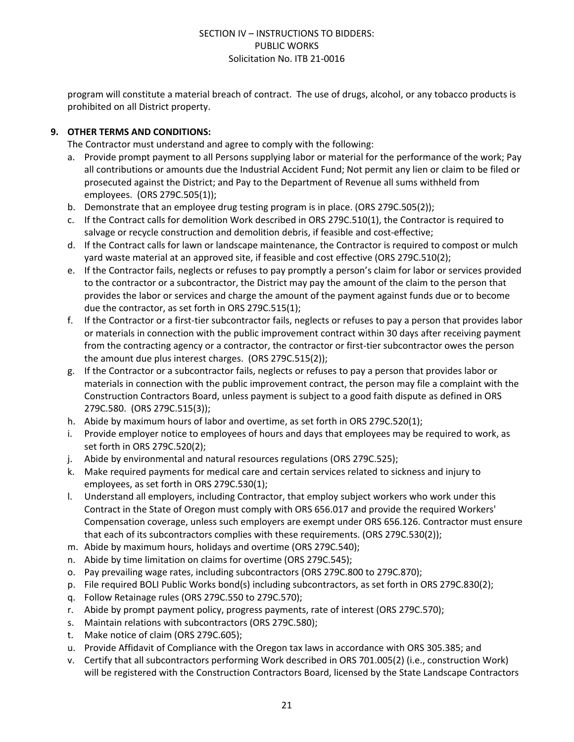program will constitute a material breach of contract. The use of drugs, alcohol, or any tobacco products is prohibited on all District property.

**9. OTHER TERMS AND CONDITIONS:**

The Contractor must understand and agree to comply with the following:

a. Provide prompt payment to all Persons supplying labor or material for the performance of the work; Pay all contributions or amounts due the Industrial Accident Fund; Not permit any lien or claim to be filed or prosecuted against the District; and Pay to the Department of Revenue all sums withheld from employees. (ORS 279C.505(1));
b. Demonstrate that an employee drug testing program is in place. (ORS 279C.505(2));
c. If the Contract calls for demolition Work described in ORS 279C.510(1), the Contractor is required to salvage or recycle construction and demolition debris, if feasible and cost-effective;
d. If the Contract calls for lawn or landscape maintenance, the Contractor is required to compost or mulch yard waste material at an approved site, if feasible and cost effective (ORS 279C.510(2);
e. If the Contractor fails, neglects or refuses to pay promptly a person's claim for labor or services provided to the contractor or a subcontractor, the District may pay the amount of the claim to the person that provides the labor or services and charge the amount of the payment against funds due or to become due the contractor, as set forth in ORS 279C.515(1);
f. If the Contractor or a first-tier subcontractor fails, neglects or refuses to pay a person that provides labor or materials in connection with the public improvement contract within 30 days after receiving payment from the contracting agency or a contractor, the contractor or first-tier subcontractor owes the person the amount due plus interest charges. (ORS 279C.515(2));
g. If the Contractor or a subcontractor fails, neglects or refuses to pay a person that provides labor or materials in connection with the public improvement contract, the person may file a complaint with the Construction Contractors Board, unless payment is subject to a good faith dispute as defined in ORS 279C.580. (ORS 279C.515(3));
h. Abide by maximum hours of labor and overtime, as set forth in ORS 279C.520(1);
i. Provide employer notice to employees of hours and days that employees may be required to work, as set forth in ORS 279C.520(2);
j. Abide by environmental and natural resources regulations (ORS 279C.525);
k. Make required payments for medical care and certain services related to sickness and injury to employees, as set forth in ORS 279C.530(1);
l. Understand all employers, including Contractor, that employ subject workers who work under this Contract in the State of Oregon must comply with ORS 656.017 and provide the required Workers' Compensation coverage, unless such employers are exempt under ORS 656.126. Contractor must ensure that each of its subcontractors complies with these requirements. (ORS 279C.530(2));
m. Abide by maximum hours, holidays and overtime (ORS 279C.540);
n. Abide by time limitation on claims for overtime (ORS 279C.545);
o. Pay prevailing wage rates, including subcontractors (ORS 279C.800 to 279C.870);
p. File required BOLI Public Works bond(s) including subcontractors, as set forth in ORS 279C.830(2);
q. Follow Retainage rules (ORS 279C.550 to 279C.570);
r. Abide by prompt payment policy, progress payments, rate of interest (ORS 279C.570);
s. Maintain relations with subcontractors (ORS 279C.580);
t. Make notice of claim (ORS 279C.605);
u. Provide Affidavit of Compliance with the Oregon tax laws in accordance with ORS 305.385; and
v. Certify that all subcontractors performing Work described in ORS 701.005(2) (i.e., construction Work) will be registered with the Construction Contractors Board, licensed by the State Landscape Contractors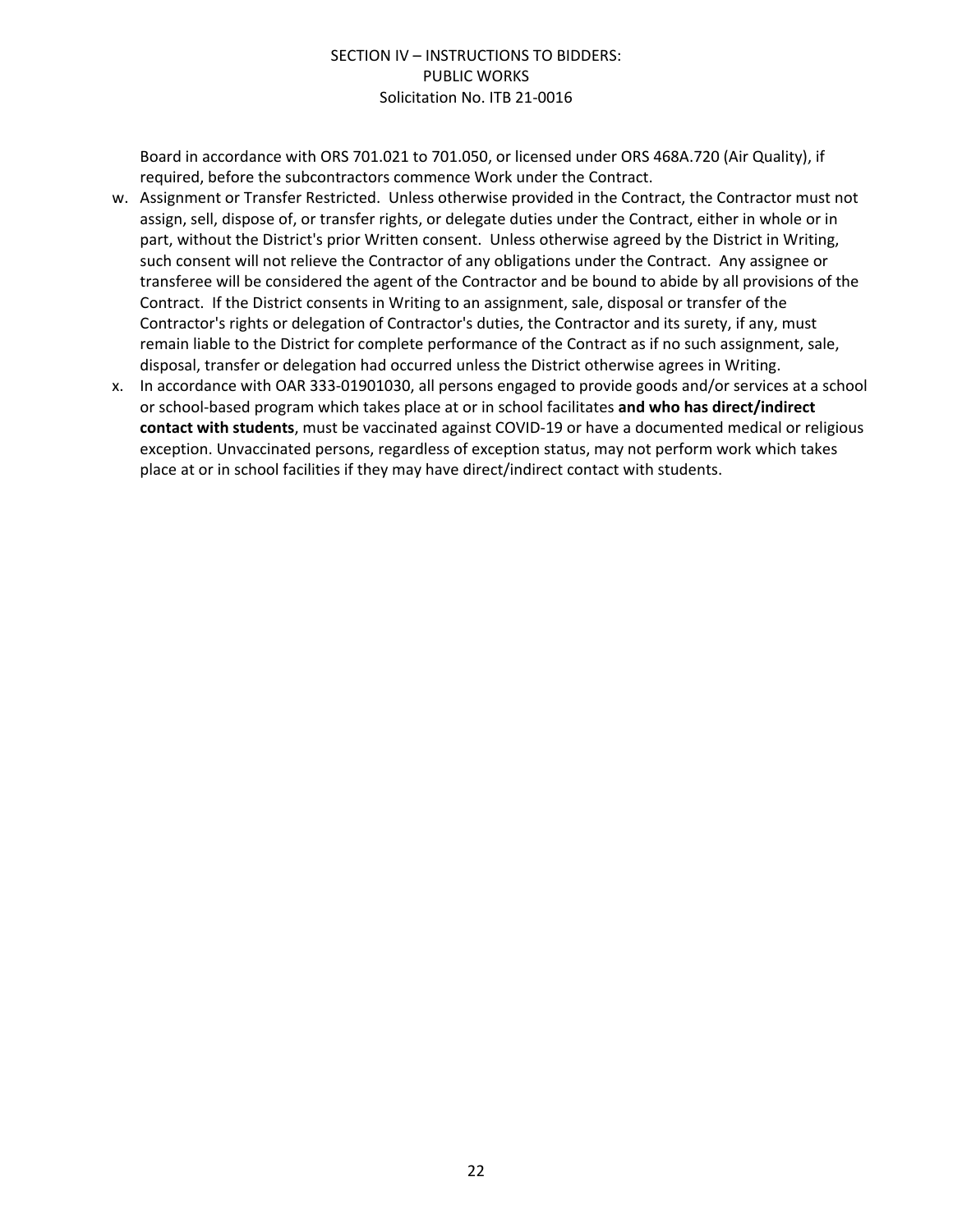Board in accordance with ORS 701.021 to 701.050, or licensed under ORS 468A.720 (Air Quality), if required, before the subcontractors commence Work under the Contract.

w. Assignment or Transfer Restricted. Unless otherwise provided in the Contract, the Contractor must not assign, sell, dispose of, or transfer rights, or delegate duties under the Contract, either in whole or in part, without the District's prior Written consent. Unless otherwise agreed by the District in Writing, such consent will not relieve the Contractor of any obligations under the Contract. Any assignee or transferee will be considered the agent of the Contractor and be bound to abide by all provisions of the Contract. If the District consents in Writing to an assignment, sale, disposal or transfer of the Contractor's rights or delegation of Contractor's duties, the Contractor and its surety, if any, must remain liable to the District for complete performance of the Contract as if no such assignment, sale, disposal, transfer or delegation had occurred unless the District otherwise agrees in Writing.

x. In accordance with OAR 333-01901030, all persons engaged to provide goods and/or services at a school or school-based program which takes place at or in school facilitates **and who has direct/indirect contact with students**, must be vaccinated against COVID-19 or have a documented medical or religious exception. Unvaccinated persons, regardless of exception status, may not perform work which takes place at or in school facilities if they may have direct/indirect contact with students.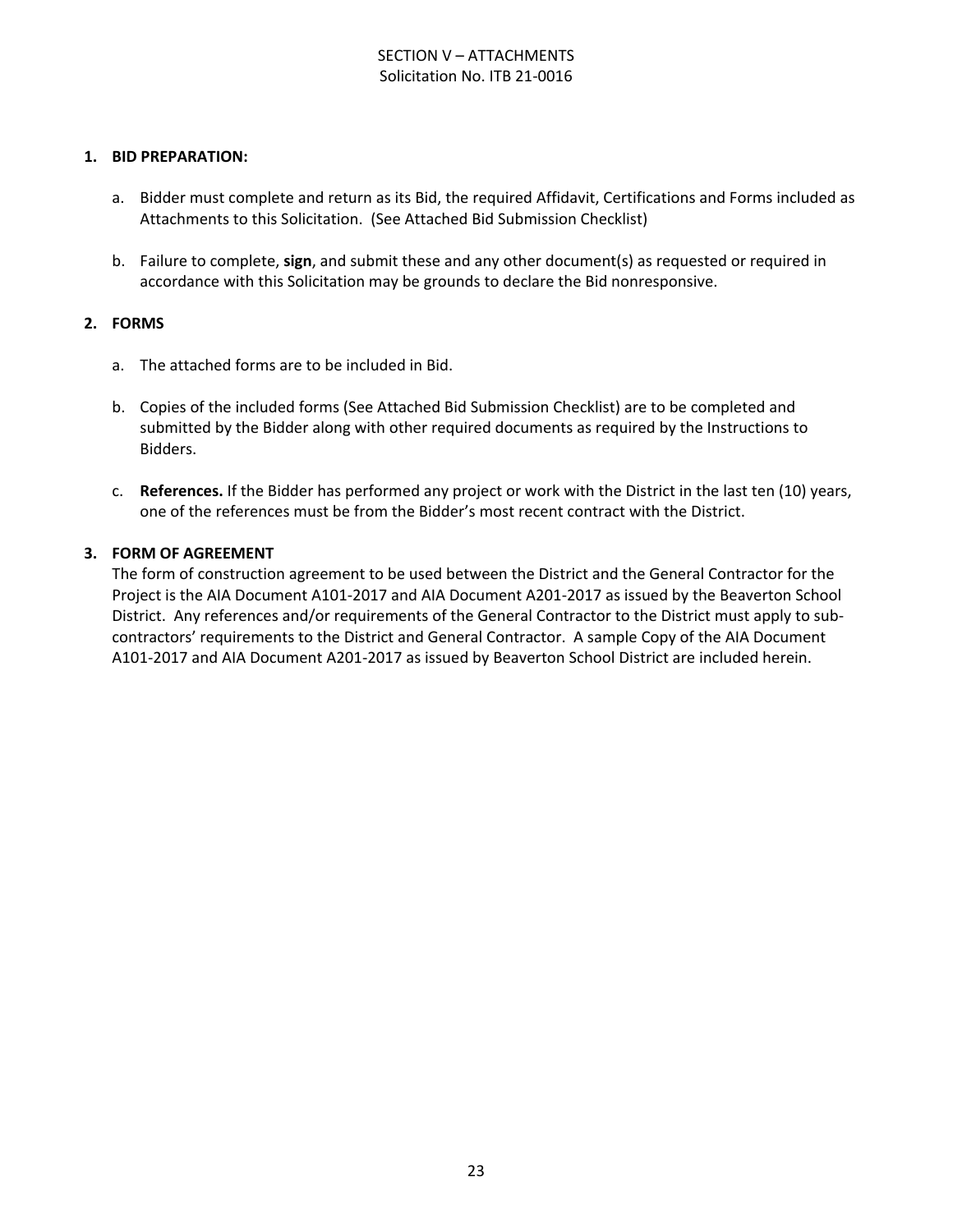SECTION V – ATTACHMENTS
Solicitation No. ITB 21-0016

1. **BID PREPARATION:**

   a. Bidder must complete and return as its Bid, the required Affidavit, Certifications and Forms included as Attachments to this Solicitation. (See Attached Bid Submission Checklist)

   b. Failure to complete, **sign**, and submit these and any other document(s) as requested or required in accordance with this Solicitation may be grounds to declare the Bid nonresponsive.

2. **FORMS**

   a. The attached forms are to be included in Bid.

   b. Copies of the included forms (See Attached Bid Submission Checklist) are to be completed and submitted by the Bidder along with other required documents as required by the Instructions to Bidders.

   c. **References.** If the Bidder has performed any project or work with the District in the last ten (10) years, one of the references must be from the Bidder's most recent contract with the District.

3. **FORM OF AGREEMENT**

   The form of construction agreement to be used between the District and the General Contractor for the Project is the AIA Document A101-2017 and AIA Document A201-2017 as issued by the Beaverton School District. Any references and/or requirements of the General Contractor to the District must apply to sub-contractors' requirements to the District and General Contractor. A sample Copy of the AIA Document A101-2017 and AIA Document A201-2017 as issued by Beaverton School District are included herein.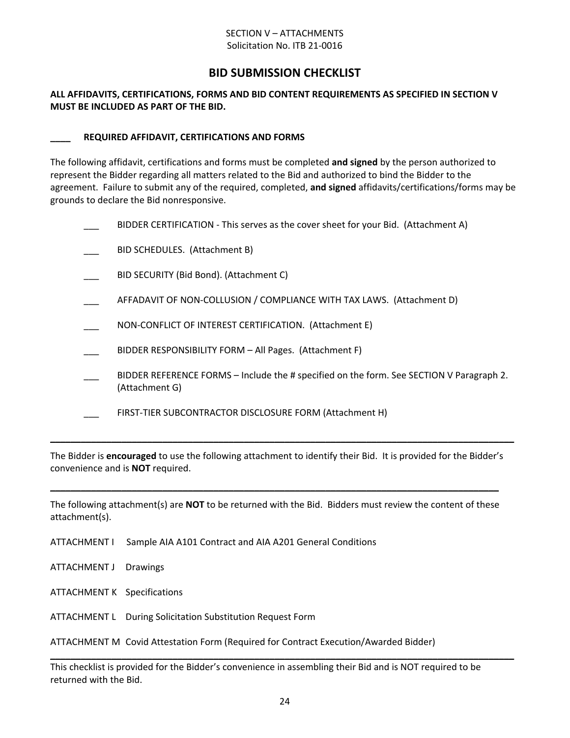SECTION V – ATTACHMENTS
Solicitation No. ITB 21-0016

# BID SUBMISSION CHECKLIST

**ALL AFFIDAVITS, CERTIFICATIONS, FORMS AND BID CONTENT REQUIREMENTS AS SPECIFIED IN SECTION V MUST BE INCLUDED AS PART OF THE BID.**

**\_\_\_\_ REQUIRED AFFIDAVIT, CERTIFICATIONS AND FORMS**

The following affidavit, certifications and forms must be completed **and signed** by the person authorized to represent the Bidder regarding all matters related to the Bid and authorized to bind the Bidder to the agreement. Failure to submit any of the required, completed, **and signed** affidavits/certifications/forms may be grounds to declare the Bid nonresponsive.

- \_\_\_ BIDDER CERTIFICATION - This serves as the cover sheet for your Bid. (Attachment A)
- \_\_\_ BID SCHEDULES. (Attachment B)
- \_\_\_ BID SECURITY (Bid Bond). (Attachment C)
- \_\_\_ AFFADAVIT OF NON-COLLUSION / COMPLIANCE WITH TAX LAWS. (Attachment D)
- \_\_\_ NON-CONFLICT OF INTEREST CERTIFICATION. (Attachment E)
- \_\_\_ BIDDER RESPONSIBILITY FORM – All Pages. (Attachment F)
- \_\_\_ BIDDER REFERENCE FORMS – Include the # specified on the form. See SECTION V Paragraph 2. (Attachment G)
- \_\_\_ FIRST-TIER SUBCONTRACTOR DISCLOSURE FORM (Attachment H)

---

The Bidder is **encouraged** to use the following attachment to identify their Bid. It is provided for the Bidder's convenience and is **NOT** required.

---

The following attachment(s) are **NOT** to be returned with the Bid. Bidders must review the content of these attachment(s).

ATTACHMENT I Sample AIA A101 Contract and AIA A201 General Conditions

ATTACHMENT J Drawings

ATTACHMENT K Specifications

ATTACHMENT L During Solicitation Substitution Request Form

ATTACHMENT M Covid Attestation Form (Required for Contract Execution/Awarded Bidder)

---

This checklist is provided for the Bidder's convenience in assembling their Bid and is NOT required to be returned with the Bid.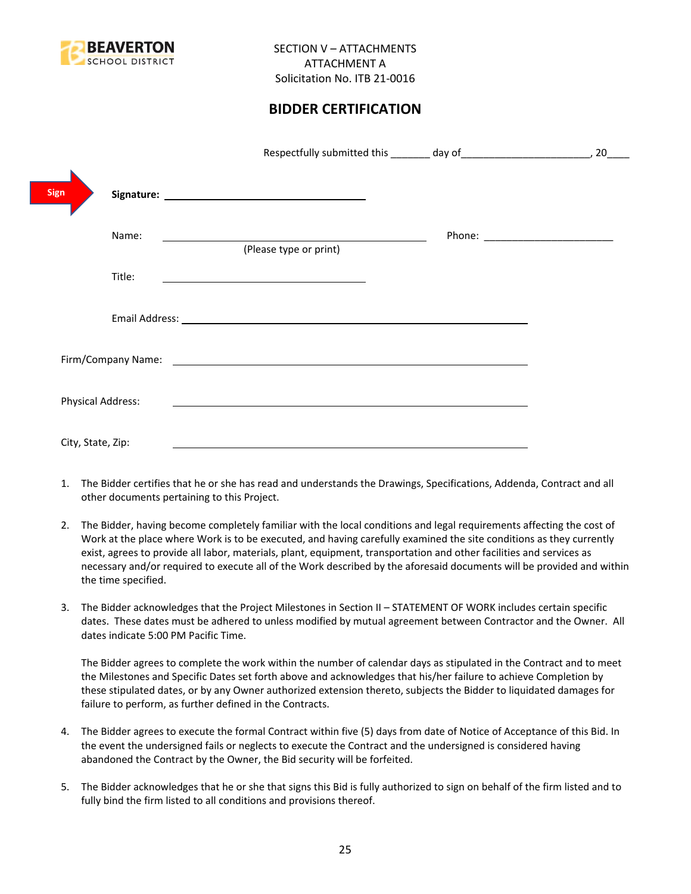BEAVERTON SCHOOL DISTRICT

SECTION V – ATTACHMENTS
ATTACHMENT A
Solicitation No. ITB 21-0016

## BIDDER CERTIFICATION

Respectfully submitted this _______ day of_______________________, 20____

Sign

**Signature:** ___________________________________

Name: _____________________________________________ Phone: _______________________
(Please type or print)

Title: ___________________________________

Email Address: ______________________________________________________________

Firm/Company Name: _______________________________________________________________

Physical Address: _______________________________________________________________

City, State, Zip: _______________________________________________________________

1. The Bidder certifies that he or she has read and understands the Drawings, Specifications, Addenda, Contract and all other documents pertaining to this Project.

2. The Bidder, having become completely familiar with the local conditions and legal requirements affecting the cost of Work at the place where Work is to be executed, and having carefully examined the site conditions as they currently exist, agrees to provide all labor, materials, plant, equipment, transportation and other facilities and services as necessary and/or required to execute all of the Work described by the aforesaid documents will be provided and within the time specified.

3. The Bidder acknowledges that the Project Milestones in Section II – STATEMENT OF WORK includes certain specific dates. These dates must be adhered to unless modified by mutual agreement between Contractor and the Owner. All dates indicate 5:00 PM Pacific Time.

   The Bidder agrees to complete the work within the number of calendar days as stipulated in the Contract and to meet the Milestones and Specific Dates set forth above and acknowledges that his/her failure to achieve Completion by these stipulated dates, or by any Owner authorized extension thereto, subjects the Bidder to liquidated damages for failure to perform, as further defined in the Contracts.

4. The Bidder agrees to execute the formal Contract within five (5) days from date of Notice of Acceptance of this Bid. In the event the undersigned fails or neglects to execute the Contract and the undersigned is considered having abandoned the Contract by the Owner, the Bid security will be forfeited.

5. The Bidder acknowledges that he or she that signs this Bid is fully authorized to sign on behalf of the firm listed and to fully bind the firm listed to all conditions and provisions thereof.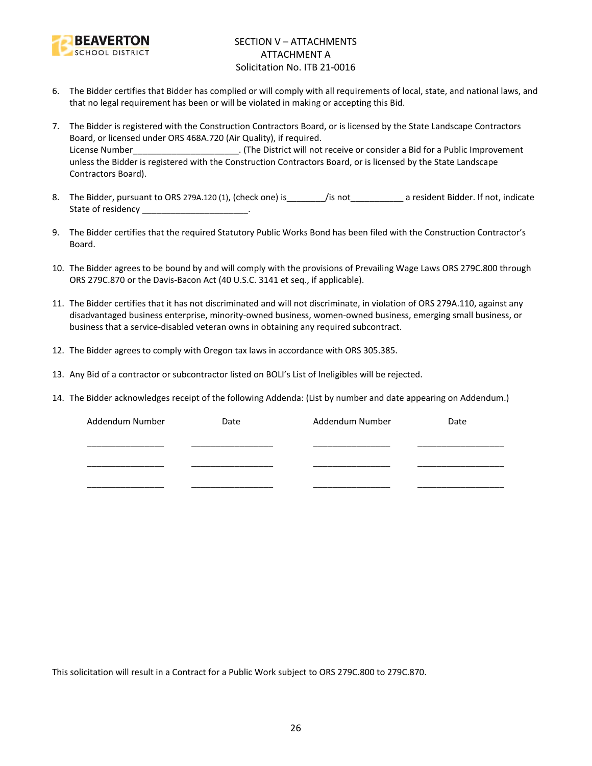SECTION V – ATTACHMENTS
ATTACHMENT A
Solicitation No. ITB 21-0016

6. The Bidder certifies that Bidder has complied or will comply with all requirements of local, state, and national laws, and that no legal requirement has been or will be violated in making or accepting this Bid.

7. The Bidder is registered with the Construction Contractors Board, or is licensed by the State Landscape Contractors Board, or licensed under ORS 468A.720 (Air Quality), if required.
   License Number_____________________. (The District will not receive or consider a Bid for a Public Improvement unless the Bidder is registered with the Construction Contractors Board, or is licensed by the State Landscape Contractors Board).

8. The Bidder, pursuant to ORS 279A.120 (1), (check one) is________/is not___________ a resident Bidder. If not, indicate State of residency ______________________.

9. The Bidder certifies that the required Statutory Public Works Bond has been filed with the Construction Contractor's Board.

10. The Bidder agrees to be bound by and will comply with the provisions of Prevailing Wage Laws ORS 279C.800 through ORS 279C.870 or the Davis-Bacon Act (40 U.S.C. 3141 et seq., if applicable).

11. The Bidder certifies that it has not discriminated and will not discriminate, in violation of ORS 279A.110, against any disadvantaged business enterprise, minority-owned business, women-owned business, emerging small business, or business that a service-disabled veteran owns in obtaining any required subcontract.

12. The Bidder agrees to comply with Oregon tax laws in accordance with ORS 305.385.

13. Any Bid of a contractor or subcontractor listed on BOLI's List of Ineligibles will be rejected.

14. The Bidder acknowledges receipt of the following Addenda: (List by number and date appearing on Addendum.)

| Addendum Number | Date | Addendum Number | Date |
|---|---|---|---|
| ________________ | ________________ | ________________ | ________________ |
| ________________ | ________________ | ________________ | ________________ |
| ________________ | ________________ | ________________ | ________________ |

This solicitation will result in a Contract for a Public Work subject to ORS 279C.800 to 279C.870.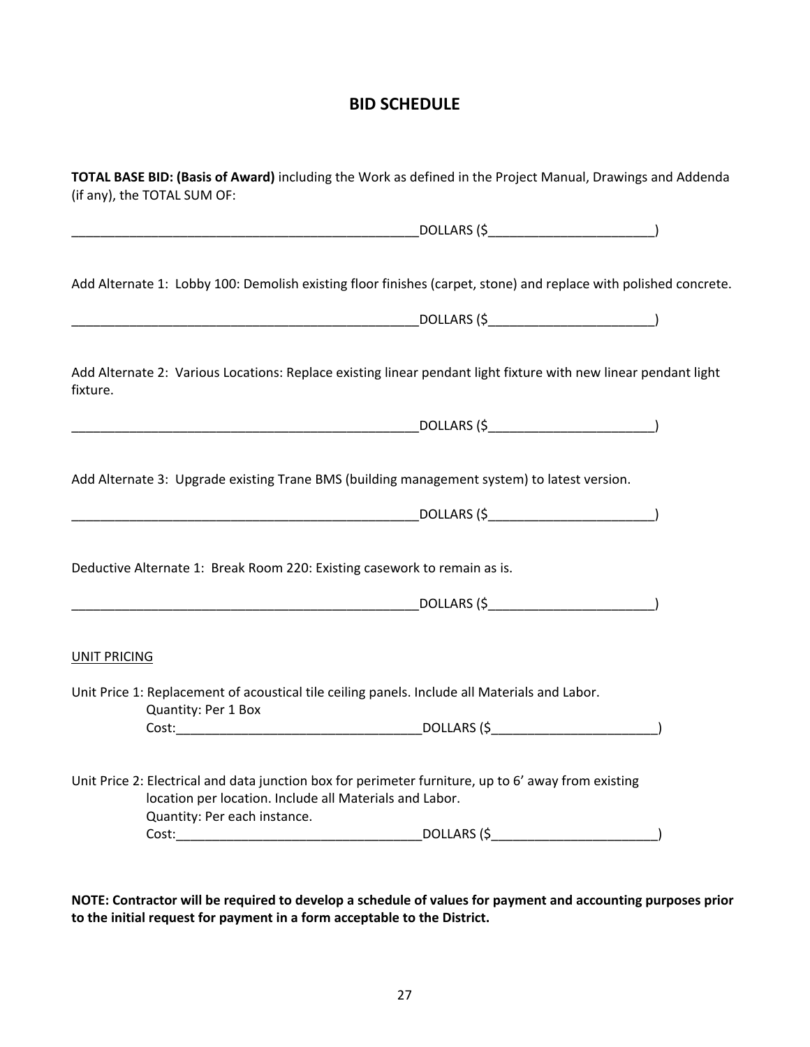# BID SCHEDULE

**TOTAL BASE BID: (Basis of Award)** including the Work as defined in the Project Manual, Drawings and Addenda (if any), the TOTAL SUM OF:

_________________________________________________DOLLARS ($_______________________)

Add Alternate 1: Lobby 100: Demolish existing floor finishes (carpet, stone) and replace with polished concrete.

_________________________________________________DOLLARS ($_______________________)

Add Alternate 2: Various Locations: Replace existing linear pendant light fixture with new linear pendant light fixture.

_________________________________________________DOLLARS ($_______________________)

Add Alternate 3: Upgrade existing Trane BMS (building management system) to latest version.

_________________________________________________DOLLARS ($_______________________)

Deductive Alternate 1: Break Room 220: Existing casework to remain as is.

_________________________________________________DOLLARS ($_______________________)

<u>UNIT PRICING</u>

Unit Price 1: Replacement of acoustical tile ceiling panels. Include all Materials and Labor.
Quantity: Per 1 Box
Cost:__________________________________DOLLARS ($_______________________)

Unit Price 2: Electrical and data junction box for perimeter furniture, up to 6' away from existing location per location. Include all Materials and Labor.
Quantity: Per each instance.
Cost:__________________________________DOLLARS ($_______________________)

**NOTE: Contractor will be required to develop a schedule of values for payment and accounting purposes prior to the initial request for payment in a form acceptable to the District.**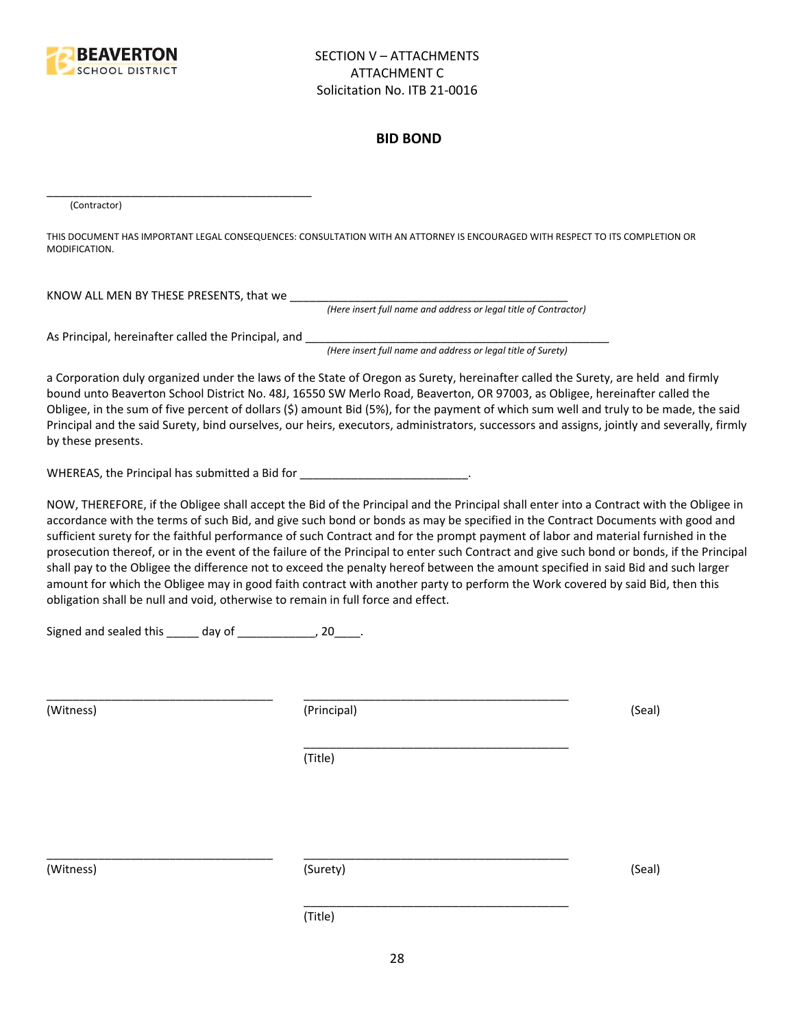SECTION V – ATTACHMENTS
ATTACHMENT C
Solicitation No. ITB 21-0016

**BID BOND**

\_\_\_\_\_\_\_\_\_\_\_\_\_\_\_\_\_\_\_\_\_\_\_\_\_\_\_\_\_\_\_\_\_\_\_\_\_\_\_\_\_\_\_\_
(Contractor)

THIS DOCUMENT HAS IMPORTANT LEGAL CONSEQUENCES: CONSULTATION WITH AN ATTORNEY IS ENCOURAGED WITH RESPECT TO ITS COMPLETION OR MODIFICATION.

KNOW ALL MEN BY THESE PRESENTS, that we \_\_\_\_\_\_\_\_\_\_\_\_\_\_\_\_\_\_\_\_\_\_\_\_\_\_\_\_\_\_\_\_\_\_\_\_\_\_\_\_\_\_\_\_
*(Here insert full name and address or legal title of Contractor)*

As Principal, hereinafter called the Principal, and \_\_\_\_\_\_\_\_\_\_\_\_\_\_\_\_\_\_\_\_\_\_\_\_\_\_\_\_\_\_\_\_\_\_\_\_\_\_\_\_\_\_\_\_\_\_\_\_
*(Here insert full name and address or legal title of Surety)*

a Corporation duly organized under the laws of the State of Oregon as Surety, hereinafter called the Surety, are held and firmly bound unto Beaverton School District No. 48J, 16550 SW Merlo Road, Beaverton, OR 97003, as Obligee, hereinafter called the Obligee, in the sum of five percent of dollars ($) amount Bid (5%), for the payment of which sum well and truly to be made, the said Principal and the said Surety, bind ourselves, our heirs, executors, administrators, successors and assigns, jointly and severally, firmly by these presents.

WHEREAS, the Principal has submitted a Bid for \_\_\_\_\_\_\_\_\_\_\_\_\_\_\_\_\_\_\_\_\_\_\_\_\_\_.

NOW, THEREFORE, if the Obligee shall accept the Bid of the Principal and the Principal shall enter into a Contract with the Obligee in accordance with the terms of such Bid, and give such bond or bonds as may be specified in the Contract Documents with good and sufficient surety for the faithful performance of such Contract and for the prompt payment of labor and material furnished in the prosecution thereof, or in the event of the failure of the Principal to enter such Contract and give such bond or bonds, if the Principal shall pay to the Obligee the difference not to exceed the penalty hereof between the amount specified in said Bid and such larger amount for which the Obligee may in good faith contract with another party to perform the Work covered by said Bid, then this obligation shall be null and void, otherwise to remain in full force and effect.

Signed and sealed this \_\_\_\_\_ day of \_\_\_\_\_\_\_\_\_\_\_\_, 20\_\_\_\_.

\_\_\_\_\_\_\_\_\_\_\_\_\_\_\_\_\_\_\_\_\_\_\_\_\_\_\_\_\_\_\_\_\_\_\_ \_\_\_\_\_\_\_\_\_\_\_\_\_\_\_\_\_\_\_\_\_\_\_\_\_\_\_\_\_\_\_\_\_\_\_\_\_\_\_\_\_
(Witness) (Principal) (Seal)

\_\_\_\_\_\_\_\_\_\_\_\_\_\_\_\_\_\_\_\_\_\_\_\_\_\_\_\_\_\_\_\_\_\_\_\_\_\_\_\_\_
(Title)

\_\_\_\_\_\_\_\_\_\_\_\_\_\_\_\_\_\_\_\_\_\_\_\_\_\_\_\_\_\_\_\_\_\_\_ \_\_\_\_\_\_\_\_\_\_\_\_\_\_\_\_\_\_\_\_\_\_\_\_\_\_\_\_\_\_\_\_\_\_\_\_\_\_\_\_\_
(Witness) (Surety) (Seal)

\_\_\_\_\_\_\_\_\_\_\_\_\_\_\_\_\_\_\_\_\_\_\_\_\_\_\_\_\_\_\_\_\_\_\_\_\_\_\_\_\_
(Title)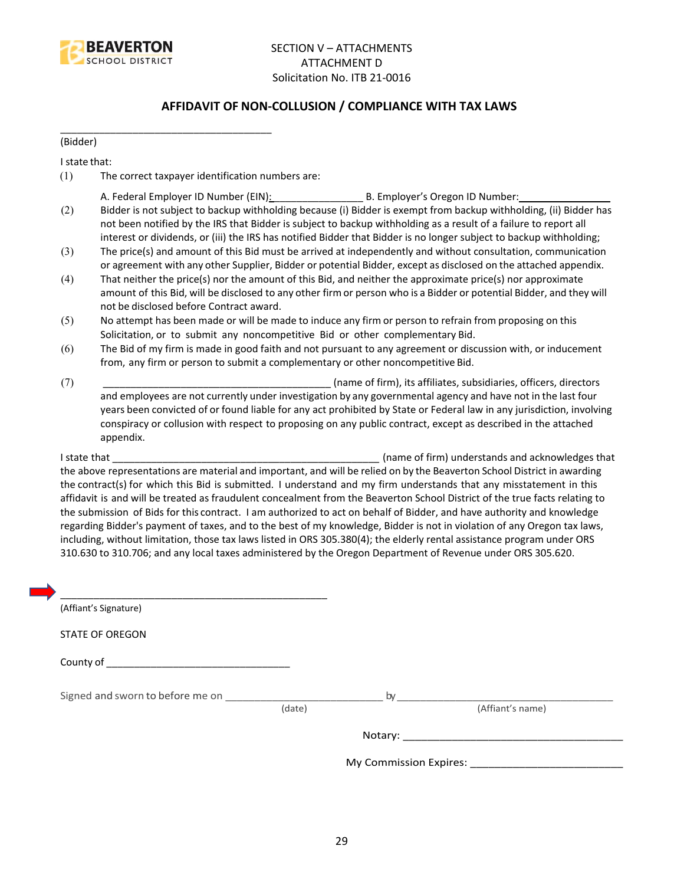SECTION V – ATTACHMENTS
ATTACHMENT D
Solicitation No. ITB 21-0016

## AFFIDAVIT OF NON-COLLUSION / COMPLIANCE WITH TAX LAWS

_____________________________________
(Bidder)

I state that:

(1) The correct taxpayer identification numbers are:

A. Federal Employer ID Number (EIN): ________________ B. Employer's Oregon ID Number: ________________

(2) Bidder is not subject to backup withholding because (i) Bidder is exempt from backup withholding, (ii) Bidder has not been notified by the IRS that Bidder is subject to backup withholding as a result of a failure to report all interest or dividends, or (iii) the IRS has notified Bidder that Bidder is no longer subject to backup withholding;

(3) The price(s) and amount of this Bid must be arrived at independently and without consultation, communication or agreement with any other Supplier, Bidder or potential Bidder, except as disclosed on the attached appendix.

(4) That neither the price(s) nor the amount of this Bid, and neither the approximate price(s) nor approximate amount of this Bid, will be disclosed to any other firm or person who is a Bidder or potential Bidder, and they will not be disclosed before Contract award.

(5) No attempt has been made or will be made to induce any firm or person to refrain from proposing on this Solicitation, or to submit any noncompetitive Bid or other complementary Bid.

(6) The Bid of my firm is made in good faith and not pursuant to any agreement or discussion with, or inducement from, any firm or person to submit a complementary or other noncompetitive Bid.

(7) ________________________________________ (name of firm), its affiliates, subsidiaries, officers, directors and employees are not currently under investigation by any governmental agency and have not in the last four years been convicted of or found liable for any act prohibited by State or Federal law in any jurisdiction, involving conspiracy or collusion with respect to proposing on any public contract, except as described in the attached appendix.

I state that _________________________________________________ (name of firm) understands and acknowledges that the above representations are material and important, and will be relied on by the Beaverton School District in awarding the contract(s) for which this Bid is submitted. I understand and my firm understands that any misstatement in this affidavit is and will be treated as fraudulent concealment from the Beaverton School District of the true facts relating to the submission of Bids for this contract. I am authorized to act on behalf of Bidder, and have authority and knowledge regarding Bidder's payment of taxes, and to the best of my knowledge, Bidder is not in violation of any Oregon tax laws, including, without limitation, those tax laws listed in ORS 305.380(4); the elderly rental assistance program under ORS 310.630 to 310.706; and any local taxes administered by the Oregon Department of Revenue under ORS 305.620.

_________________________________________________
(Affiant's Signature)

STATE OF OREGON

County of ________________________________

Signed and sworn to before me on ___________________________ by ______________________________________
(date) (Affiant's name)

Notary: ______________________________________

My Commission Expires: __________________________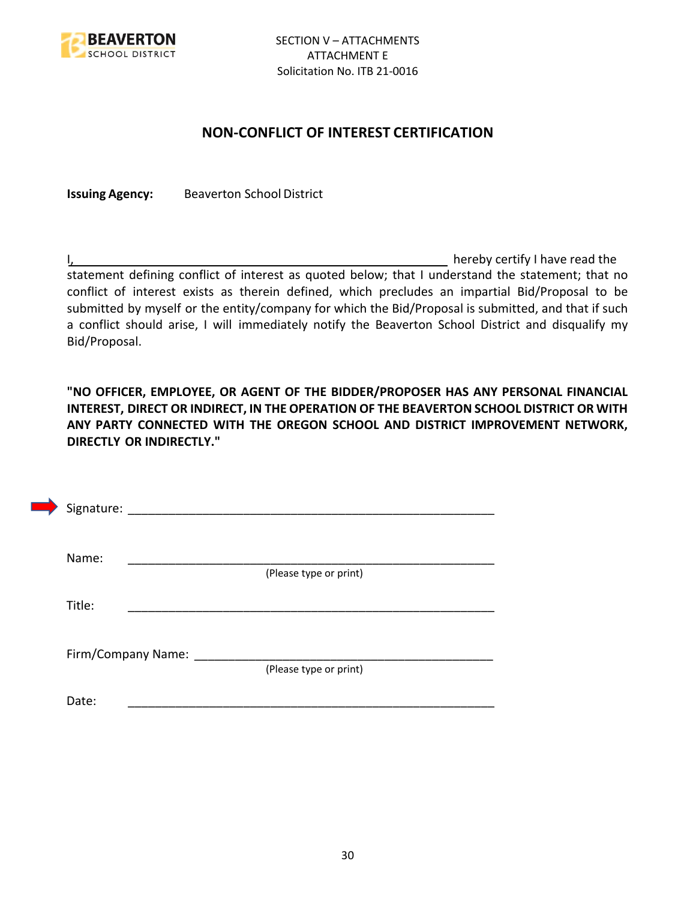SECTION V – ATTACHMENTS
ATTACHMENT E
Solicitation No. ITB 21-0016

## NON-CONFLICT OF INTEREST CERTIFICATION

**Issuing Agency:** Beaverton School District

I,\_\_\_\_\_\_\_\_\_\_\_\_\_\_\_\_\_\_\_\_\_\_\_\_\_\_\_\_\_\_\_\_\_\_\_\_\_\_\_\_\_\_\_\_\_\_\_\_\_\_\_\_\_\_ hereby certify I have read the statement defining conflict of interest as quoted below; that I understand the statement; that no conflict of interest exists as therein defined, which precludes an impartial Bid/Proposal to be submitted by myself or the entity/company for which the Bid/Proposal is submitted, and that if such a conflict should arise, I will immediately notify the Beaverton School District and disqualify my Bid/Proposal.

**"NO OFFICER, EMPLOYEE, OR AGENT OF THE BIDDER/PROPOSER HAS ANY PERSONAL FINANCIAL INTEREST, DIRECT OR INDIRECT, IN THE OPERATION OF THE BEAVERTON SCHOOL DISTRICT OR WITH ANY PARTY CONNECTED WITH THE OREGON SCHOOL AND DISTRICT IMPROVEMENT NETWORK, DIRECTLY OR INDIRECTLY."**

Signature: \_\_\_\_\_\_\_\_\_\_\_\_\_\_\_\_\_\_\_\_\_\_\_\_\_\_\_\_\_\_\_\_\_\_\_\_\_\_\_\_\_\_\_\_\_\_\_\_\_\_\_\_\_\_

Name: \_\_\_\_\_\_\_\_\_\_\_\_\_\_\_\_\_\_\_\_\_\_\_\_\_\_\_\_\_\_\_\_\_\_\_\_\_\_\_\_\_\_\_\_\_\_\_\_\_\_\_\_\_\_
(Please type or print)

Title: \_\_\_\_\_\_\_\_\_\_\_\_\_\_\_\_\_\_\_\_\_\_\_\_\_\_\_\_\_\_\_\_\_\_\_\_\_\_\_\_\_\_\_\_\_\_\_\_\_\_\_\_\_\_

Firm/Company Name: \_\_\_\_\_\_\_\_\_\_\_\_\_\_\_\_\_\_\_\_\_\_\_\_\_\_\_\_\_\_\_\_\_\_\_\_\_\_\_\_\_\_\_\_
(Please type or print)

Date: \_\_\_\_\_\_\_\_\_\_\_\_\_\_\_\_\_\_\_\_\_\_\_\_\_\_\_\_\_\_\_\_\_\_\_\_\_\_\_\_\_\_\_\_\_\_\_\_\_\_\_\_\_\_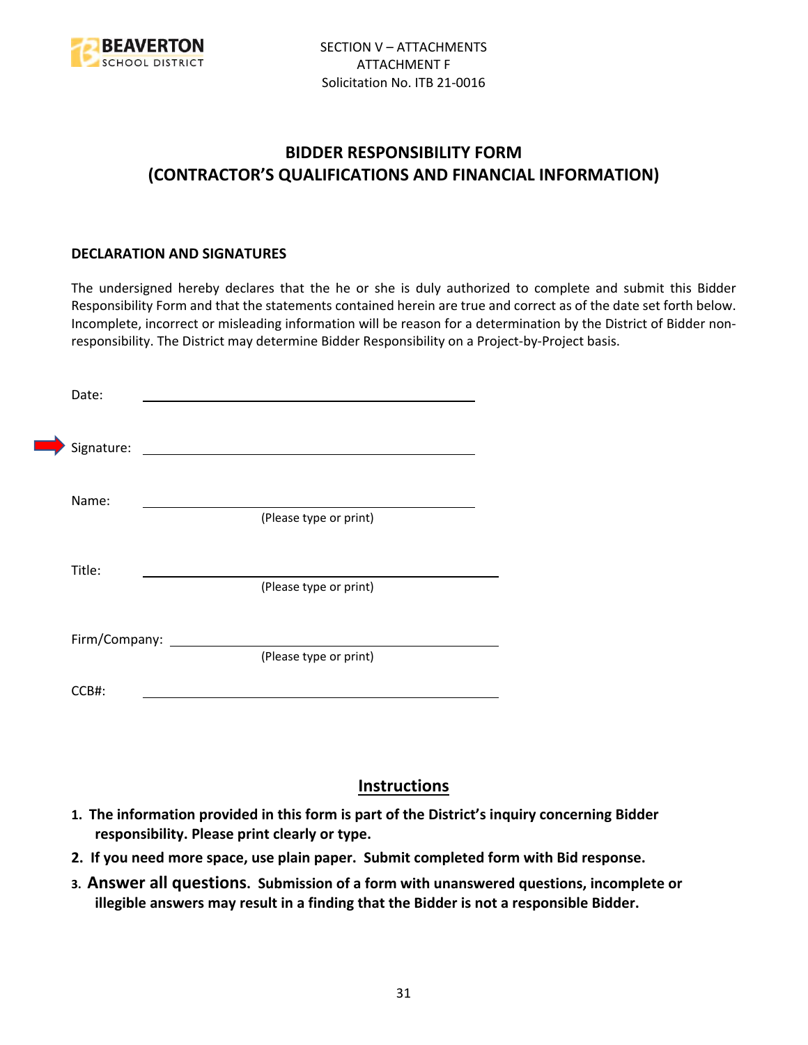SECTION V – ATTACHMENTS
ATTACHMENT F
Solicitation No. ITB 21-0016

# BIDDER RESPONSIBILITY FORM
# (CONTRACTOR'S QUALIFICATIONS AND FINANCIAL INFORMATION)

**DECLARATION AND SIGNATURES**

The undersigned hereby declares that the he or she is duly authorized to complete and submit this Bidder Responsibility Form and that the statements contained herein are true and correct as of the date set forth below. Incomplete, incorrect or misleading information will be reason for a determination by the District of Bidder non-responsibility. The District may determine Bidder Responsibility on a Project-by-Project basis.

Date: ______________________________

Signature: ______________________________

Name: ______________________________
(Please type or print)

Title: ______________________________
(Please type or print)

Firm/Company: ______________________________
(Please type or print)

CCB#: ______________________________

## Instructions

1. **The information provided in this form is part of the District's inquiry concerning Bidder responsibility. Please print clearly or type.**
2. **If you need more space, use plain paper. Submit completed form with Bid response.**
3. **Answer all questions. Submission of a form with unanswered questions, incomplete or illegible answers may result in a finding that the Bidder is not a responsible Bidder.**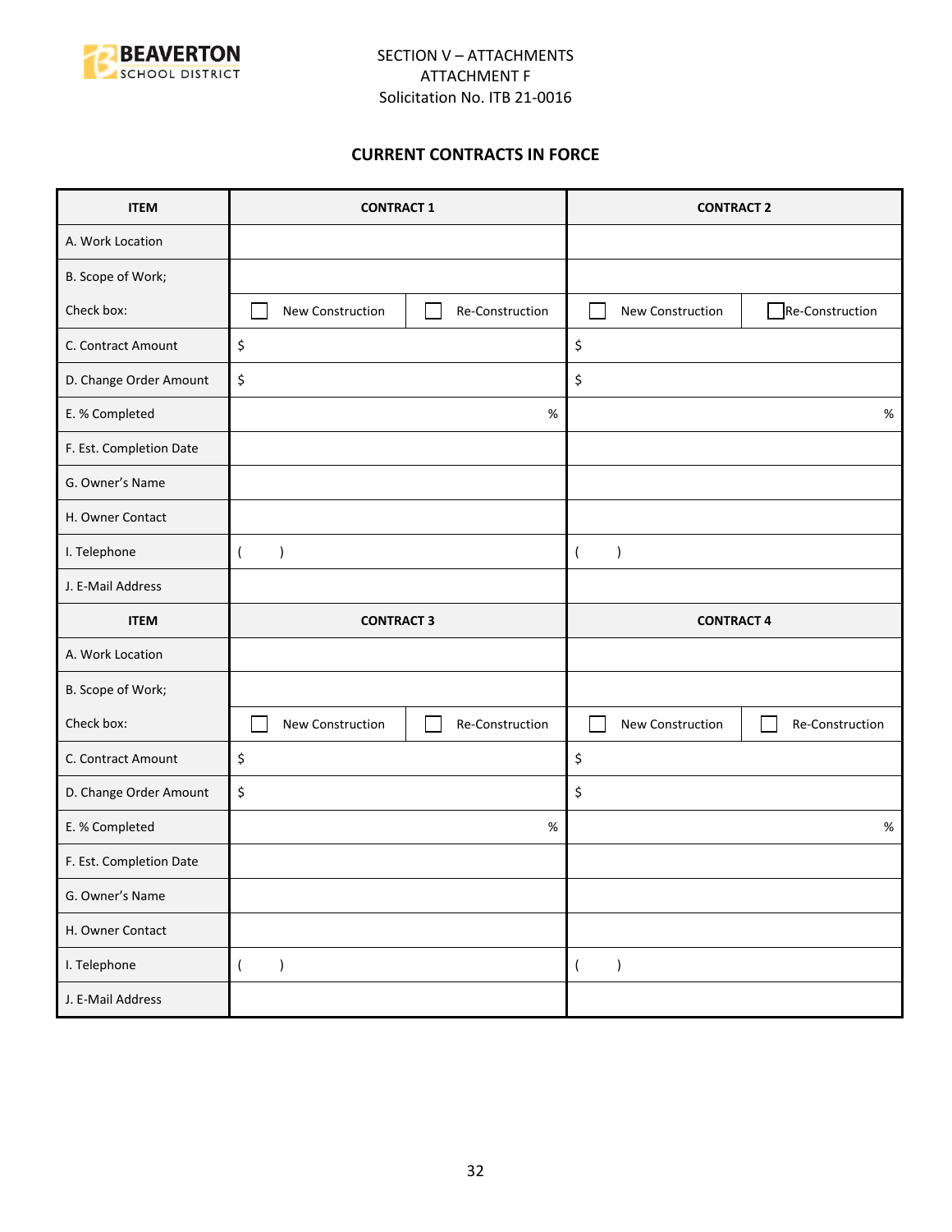SECTION V – ATTACHMENTS
ATTACHMENT F
Solicitation No. ITB 21-0016

## CURRENT CONTRACTS IN FORCE

| ITEM | CONTRACT 1 | | CONTRACT 2 | |
|---|---|---|---|---|
| A. Work Location | | | | |
| B. Scope of Work; | | | | |
| Check box: | ☐ New Construction | ☐ Re-Construction | ☐ New Construction | ☐ Re-Construction |
| C. Contract Amount | $ | | $ | |
| D. Change Order Amount | $ | | $ | |
| E. % Completed | % | | % | |
| F. Est. Completion Date | | | | |
| G. Owner's Name | | | | |
| H. Owner Contact | | | | |
| I. Telephone | (   ) | | (   ) | |
| J. E-Mail Address | | | | |
| **ITEM** | **CONTRACT 3** | | **CONTRACT 4** | |
| A. Work Location | | | | |
| B. Scope of Work; | | | | |
| Check box: | ☐ New Construction | ☐ Re-Construction | ☐ New Construction | ☐ Re-Construction |
| C. Contract Amount | $ | | $ | |
| D. Change Order Amount | $ | | $ | |
| E. % Completed | % | | % | |
| F. Est. Completion Date | | | | |
| G. Owner's Name | | | | |
| H. Owner Contact | | | | |
| I. Telephone | (   ) | | (   ) | |
| J. E-Mail Address | | | | |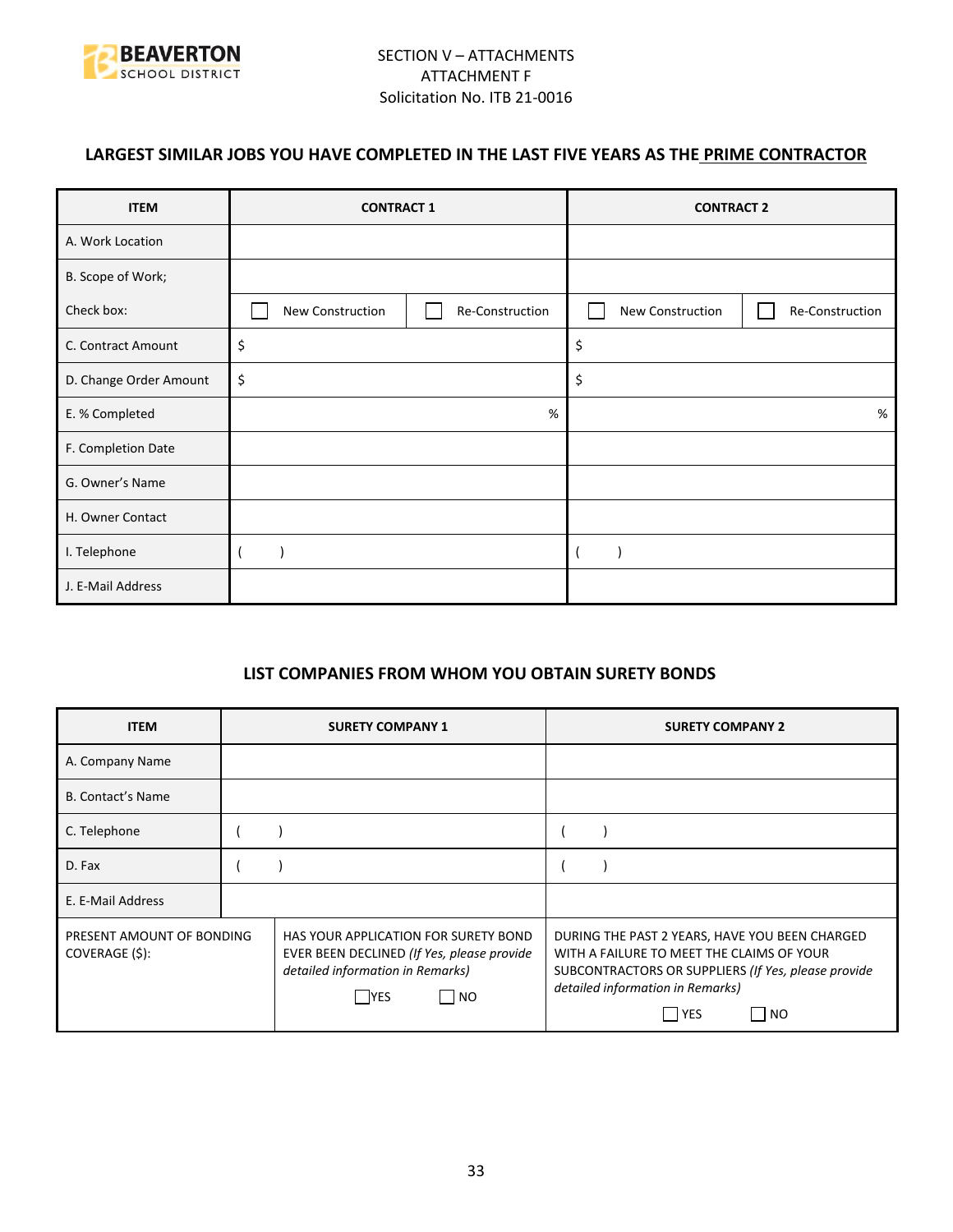SECTION V – ATTACHMENTS
ATTACHMENT F
Solicitation No. ITB 21-0016

## LARGEST SIMILAR JOBS YOU HAVE COMPLETED IN THE LAST FIVE YEARS AS THE PRIME CONTRACTOR

| ITEM | CONTRACT 1 | | CONTRACT 2 | |
|---|---|---|---|---|
| A. Work Location | | | | |
| B. Scope of Work; | | | | |
| Check box: | ☐ New Construction | ☐ Re-Construction | ☐ New Construction | ☐ Re-Construction |
| C. Contract Amount | $ | | $ | |
| D. Change Order Amount | $ | | $ | |
| E. % Completed | % | | % | |
| F. Completion Date | | | | |
| G. Owner's Name | | | | |
| H. Owner Contact | | | | |
| I. Telephone | ( ) | | ( ) | |
| J. E-Mail Address | | | | |

## LIST COMPANIES FROM WHOM YOU OBTAIN SURETY BONDS

| ITEM | SURETY COMPANY 1 | SURETY COMPANY 2 |
|---|---|---|
| A. Company Name | | |
| B. Contact's Name | | |
| C. Telephone | ( ) | ( ) |
| D. Fax | ( ) | ( ) |
| E. E-Mail Address | | |
| PRESENT AMOUNT OF BONDING COVERAGE ($): | HAS YOUR APPLICATION FOR SURETY BOND EVER BEEN DECLINED *(If Yes, please provide detailed information in Remarks)* ☐ YES ☐ NO | DURING THE PAST 2 YEARS, HAVE YOU BEEN CHARGED WITH A FAILURE TO MEET THE CLAIMS OF YOUR SUBCONTRACTORS OR SUPPLIERS *(If Yes, please provide detailed information in Remarks)* ☐ YES ☐ NO |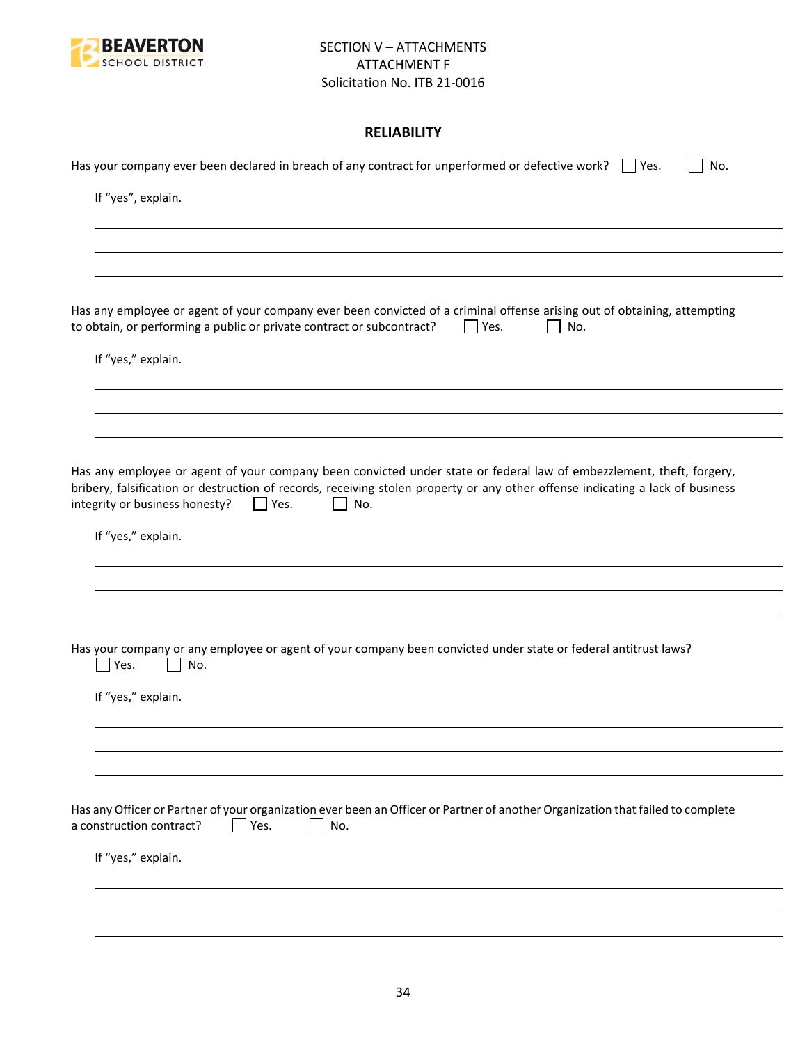SECTION V – ATTACHMENTS
ATTACHMENT F
Solicitation No. ITB 21-0016

## RELIABILITY

Has your company ever been declared in breach of any contract for unperformed or defective work? ☐ Yes. ☐ No.

If "yes", explain.

\_\_\_\_\_\_\_\_\_\_\_\_\_\_\_\_\_\_\_\_\_\_\_\_\_\_\_\_\_\_\_\_\_\_\_\_\_\_\_\_

\_\_\_\_\_\_\_\_\_\_\_\_\_\_\_\_\_\_\_\_\_\_\_\_\_\_\_\_\_\_\_\_\_\_\_\_\_\_\_\_

\_\_\_\_\_\_\_\_\_\_\_\_\_\_\_\_\_\_\_\_\_\_\_\_\_\_\_\_\_\_\_\_\_\_\_\_\_\_\_\_

Has any employee or agent of your company ever been convicted of a criminal offense arising out of obtaining, attempting to obtain, or performing a public or private contract or subcontract? ☐ Yes. ☐ No.

If "yes," explain.

\_\_\_\_\_\_\_\_\_\_\_\_\_\_\_\_\_\_\_\_\_\_\_\_\_\_\_\_\_\_\_\_\_\_\_\_\_\_\_\_

\_\_\_\_\_\_\_\_\_\_\_\_\_\_\_\_\_\_\_\_\_\_\_\_\_\_\_\_\_\_\_\_\_\_\_\_\_\_\_\_

\_\_\_\_\_\_\_\_\_\_\_\_\_\_\_\_\_\_\_\_\_\_\_\_\_\_\_\_\_\_\_\_\_\_\_\_\_\_\_\_

Has any employee or agent of your company been convicted under state or federal law of embezzlement, theft, forgery, bribery, falsification or destruction of records, receiving stolen property or any other offense indicating a lack of business integrity or business honesty? ☐ Yes. ☐ No.

If "yes," explain.

\_\_\_\_\_\_\_\_\_\_\_\_\_\_\_\_\_\_\_\_\_\_\_\_\_\_\_\_\_\_\_\_\_\_\_\_\_\_\_\_

\_\_\_\_\_\_\_\_\_\_\_\_\_\_\_\_\_\_\_\_\_\_\_\_\_\_\_\_\_\_\_\_\_\_\_\_\_\_\_\_

\_\_\_\_\_\_\_\_\_\_\_\_\_\_\_\_\_\_\_\_\_\_\_\_\_\_\_\_\_\_\_\_\_\_\_\_\_\_\_\_

Has your company or any employee or agent of your company been convicted under state or federal antitrust laws? ☐ Yes. ☐ No.

If "yes," explain.

\_\_\_\_\_\_\_\_\_\_\_\_\_\_\_\_\_\_\_\_\_\_\_\_\_\_\_\_\_\_\_\_\_\_\_\_\_\_\_\_

\_\_\_\_\_\_\_\_\_\_\_\_\_\_\_\_\_\_\_\_\_\_\_\_\_\_\_\_\_\_\_\_\_\_\_\_\_\_\_\_

\_\_\_\_\_\_\_\_\_\_\_\_\_\_\_\_\_\_\_\_\_\_\_\_\_\_\_\_\_\_\_\_\_\_\_\_\_\_\_\_

Has any Officer or Partner of your organization ever been an Officer or Partner of another Organization that failed to complete a construction contract? ☐ Yes. ☐ No.

If "yes," explain.

\_\_\_\_\_\_\_\_\_\_\_\_\_\_\_\_\_\_\_\_\_\_\_\_\_\_\_\_\_\_\_\_\_\_\_\_\_\_\_\_

\_\_\_\_\_\_\_\_\_\_\_\_\_\_\_\_\_\_\_\_\_\_\_\_\_\_\_\_\_\_\_\_\_\_\_\_\_\_\_\_

\_\_\_\_\_\_\_\_\_\_\_\_\_\_\_\_\_\_\_\_\_\_\_\_\_\_\_\_\_\_\_\_\_\_\_\_\_\_\_\_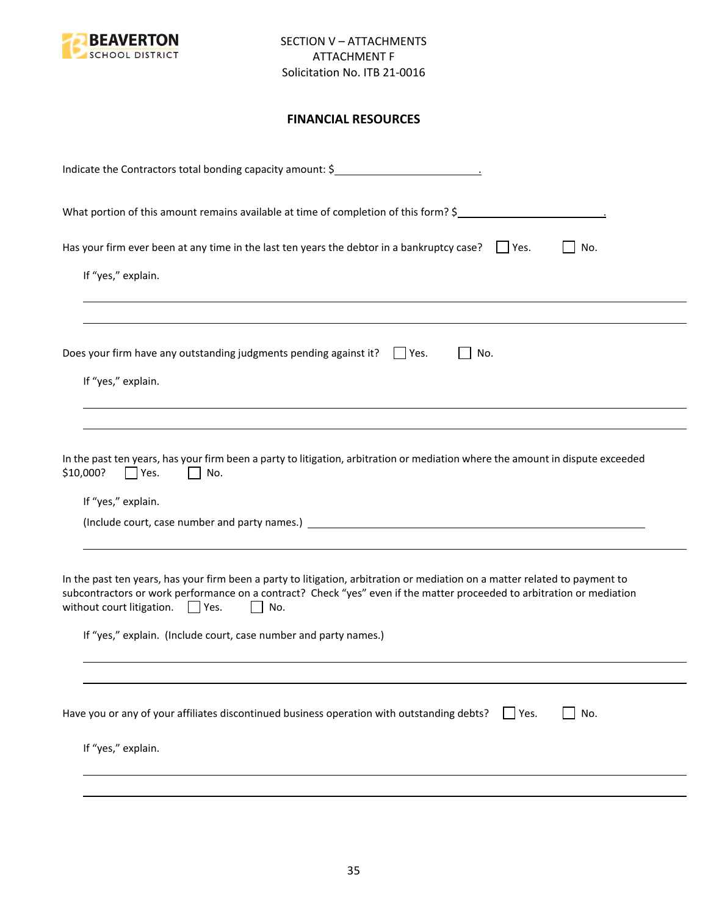SECTION V – ATTACHMENTS
ATTACHMENT F
Solicitation No. ITB 21-0016

**FINANCIAL RESOURCES**

Indicate the Contractors total bonding capacity amount: $\_\_\_\_\_\_\_\_\_\_\_\_\_\_\_\_\_\_\_\_\_\_\_\_.

What portion of this amount remains available at time of completion of this form? $\_\_\_\_\_\_\_\_\_\_\_\_\_\_\_\_\_\_\_\_\_\_\_\_.

Has your firm ever been at any time in the last ten years the debtor in a bankruptcy case? ☐ Yes. ☐ No.

If "yes," explain.

\_\_\_\_\_\_\_\_\_\_\_\_\_\_\_\_\_\_\_\_\_\_\_\_\_\_\_\_\_\_\_\_\_\_\_\_\_\_\_\_\_\_\_\_\_\_\_\_\_\_\_\_\_\_\_\_\_\_\_\_\_\_\_\_\_\_

\_\_\_\_\_\_\_\_\_\_\_\_\_\_\_\_\_\_\_\_\_\_\_\_\_\_\_\_\_\_\_\_\_\_\_\_\_\_\_\_\_\_\_\_\_\_\_\_\_\_\_\_\_\_\_\_\_\_\_\_\_\_\_\_\_\_

Does your firm have any outstanding judgments pending against it? ☐ Yes. ☐ No.

If "yes," explain.

\_\_\_\_\_\_\_\_\_\_\_\_\_\_\_\_\_\_\_\_\_\_\_\_\_\_\_\_\_\_\_\_\_\_\_\_\_\_\_\_\_\_\_\_\_\_\_\_\_\_\_\_\_\_\_\_\_\_\_\_\_\_\_\_\_\_

\_\_\_\_\_\_\_\_\_\_\_\_\_\_\_\_\_\_\_\_\_\_\_\_\_\_\_\_\_\_\_\_\_\_\_\_\_\_\_\_\_\_\_\_\_\_\_\_\_\_\_\_\_\_\_\_\_\_\_\_\_\_\_\_\_\_

In the past ten years, has your firm been a party to litigation, arbitration or mediation where the amount in dispute exceeded $10,000? ☐ Yes. ☐ No.

If "yes," explain.

(Include court, case number and party names.) \_\_\_\_\_\_\_\_\_\_\_\_\_\_\_\_\_\_\_\_\_\_\_\_\_\_\_\_\_\_\_\_\_\_\_\_\_\_\_\_

\_\_\_\_\_\_\_\_\_\_\_\_\_\_\_\_\_\_\_\_\_\_\_\_\_\_\_\_\_\_\_\_\_\_\_\_\_\_\_\_\_\_\_\_\_\_\_\_\_\_\_\_\_\_\_\_\_\_\_\_\_\_\_\_\_\_

In the past ten years, has your firm been a party to litigation, arbitration or mediation on a matter related to payment to subcontractors or work performance on a contract? Check "yes" even if the matter proceeded to arbitration or mediation without court litigation. ☐ Yes. ☐ No.

If "yes," explain. (Include court, case number and party names.)

\_\_\_\_\_\_\_\_\_\_\_\_\_\_\_\_\_\_\_\_\_\_\_\_\_\_\_\_\_\_\_\_\_\_\_\_\_\_\_\_\_\_\_\_\_\_\_\_\_\_\_\_\_\_\_\_\_\_\_\_\_\_\_\_\_\_

\_\_\_\_\_\_\_\_\_\_\_\_\_\_\_\_\_\_\_\_\_\_\_\_\_\_\_\_\_\_\_\_\_\_\_\_\_\_\_\_\_\_\_\_\_\_\_\_\_\_\_\_\_\_\_\_\_\_\_\_\_\_\_\_\_\_

Have you or any of your affiliates discontinued business operation with outstanding debts? ☐ Yes. ☐ No.

If "yes," explain.

\_\_\_\_\_\_\_\_\_\_\_\_\_\_\_\_\_\_\_\_\_\_\_\_\_\_\_\_\_\_\_\_\_\_\_\_\_\_\_\_\_\_\_\_\_\_\_\_\_\_\_\_\_\_\_\_\_\_\_\_\_\_\_\_\_\_

\_\_\_\_\_\_\_\_\_\_\_\_\_\_\_\_\_\_\_\_\_\_\_\_\_\_\_\_\_\_\_\_\_\_\_\_\_\_\_\_\_\_\_\_\_\_\_\_\_\_\_\_\_\_\_\_\_\_\_\_\_\_\_\_\_\_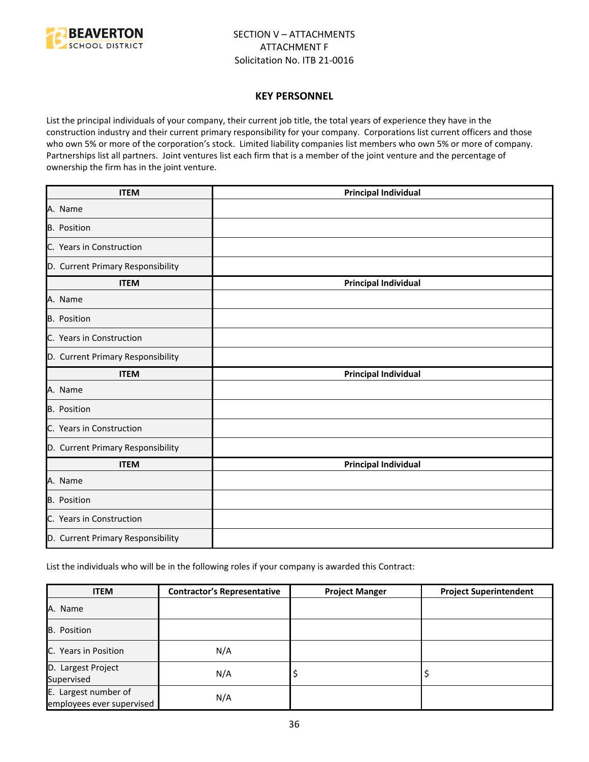SECTION V – ATTACHMENTS
ATTACHMENT F
Solicitation No. ITB 21-0016

## KEY PERSONNEL

List the principal individuals of your company, their current job title, the total years of experience they have in the construction industry and their current primary responsibility for your company. Corporations list current officers and those who own 5% or more of the corporation's stock. Limited liability companies list members who own 5% or more of company. Partnerships list all partners. Joint ventures list each firm that is a member of the joint venture and the percentage of ownership the firm has in the joint venture.

| ITEM | Principal Individual |
|---|---|
| A. Name | |
| B. Position | |
| C. Years in Construction | |
| D. Current Primary Responsibility | |
| **ITEM** | **Principal Individual** |
| A. Name | |
| B. Position | |
| C. Years in Construction | |
| D. Current Primary Responsibility | |
| **ITEM** | **Principal Individual** |
| A. Name | |
| B. Position | |
| C. Years in Construction | |
| D. Current Primary Responsibility | |
| **ITEM** | **Principal Individual** |
| A. Name | |
| B. Position | |
| C. Years in Construction | |
| D. Current Primary Responsibility | |

List the individuals who will be in the following roles if your company is awarded this Contract:

| ITEM | Contractor's Representative | Project Manger | Project Superintendent |
|---|---|---|---|
| A. Name | | | |
| B. Position | | | |
| C. Years in Position | N/A | | |
| D. Largest Project Supervised | N/A | $ | $ |
| E. Largest number of employees ever supervised | N/A | | |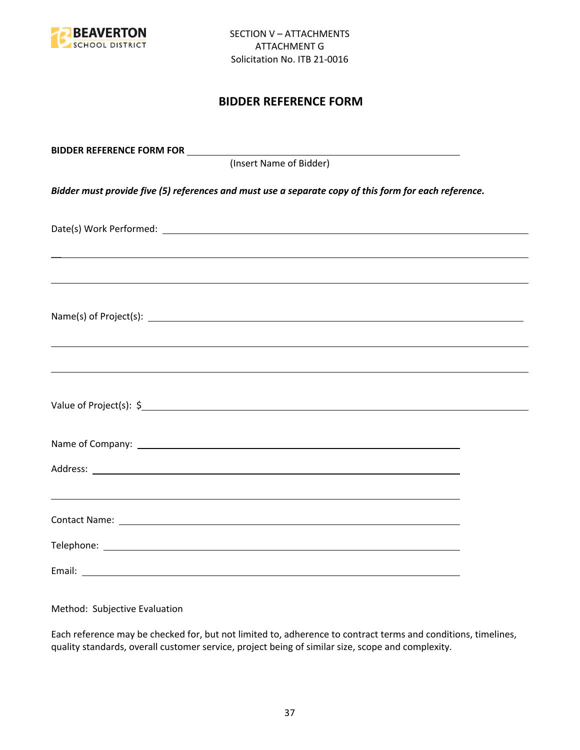SECTION V – ATTACHMENTS
ATTACHMENT G
Solicitation No. ITB 21-0016

## BIDDER REFERENCE FORM

**BIDDER REFERENCE FORM FOR** ______________________________________________
(Insert Name of Bidder)

***Bidder must provide five (5) references and must use a separate copy of this form for each reference.***

Date(s) Work Performed: ______________________________________________

______________________________________________

______________________________________________

Name(s) of Project(s): ______________________________________________

______________________________________________

______________________________________________

Value of Project(s): $______________________________________________

Name of Company: ______________________________________________

Address: ______________________________________________

______________________________________________

Contact Name: ______________________________________________

Telephone: ______________________________________________

Email: ______________________________________________

Method: Subjective Evaluation

Each reference may be checked for, but not limited to, adherence to contract terms and conditions, timelines, quality standards, overall customer service, project being of similar size, scope and complexity.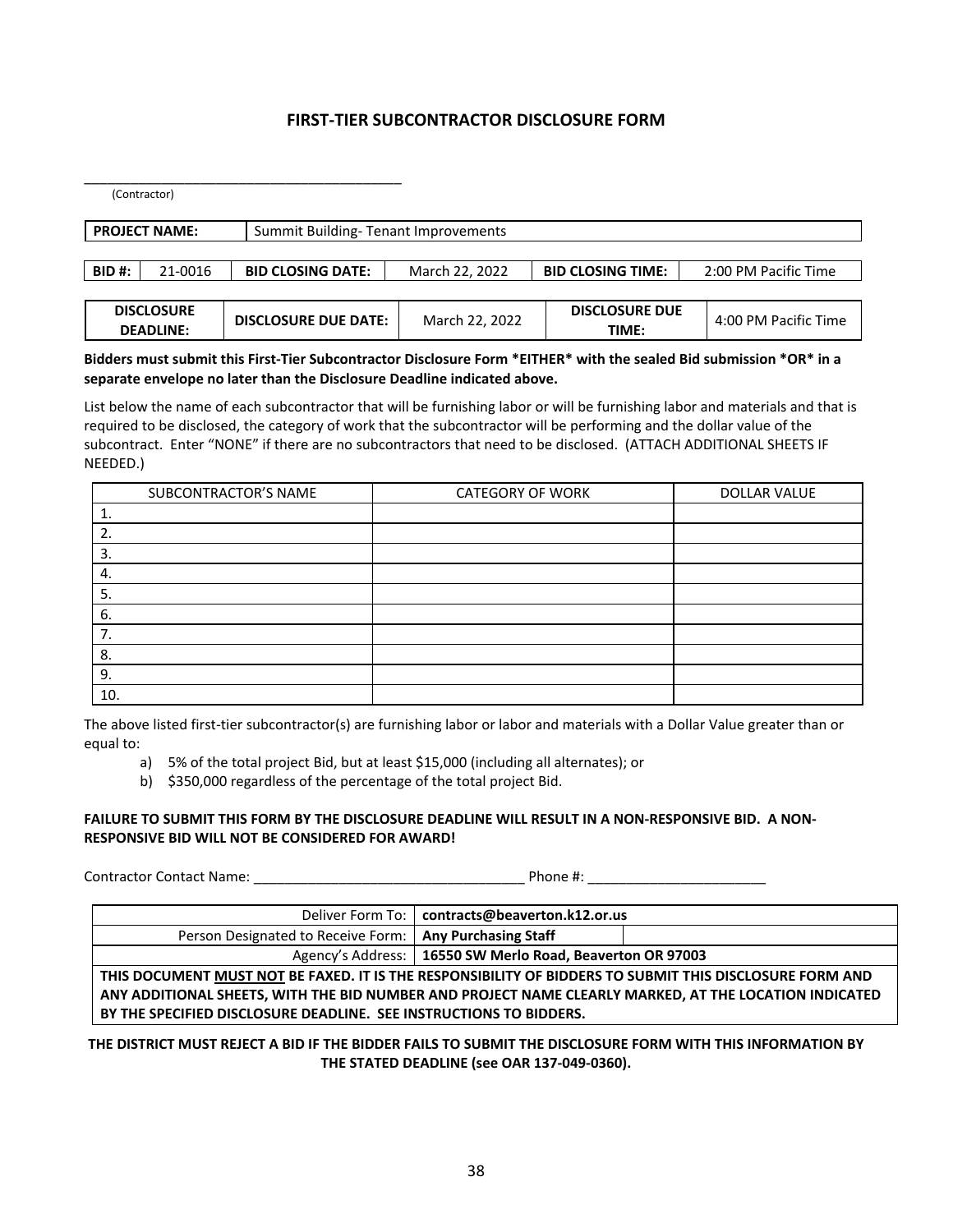# FIRST-TIER SUBCONTRACTOR DISCLOSURE FORM

\_\_\_\_\_\_\_\_\_\_\_\_\_\_\_\_\_\_\_\_\_\_\_\_\_\_\_\_\_\_\_\_\_\_\_\_\_\_\_\_\_\_
(Contractor)

| | |
|---|---|
| **PROJECT NAME:** | Summit Building- Tenant Improvements |

| | | | | | |
|---|---|---|---|---|---|
| **BID #:** | 21-0016 | **BID CLOSING DATE:** | March 22, 2022 | **BID CLOSING TIME:** | 2:00 PM Pacific Time |

| | | | | |
|---|---|---|---|---|
| **DISCLOSURE DEADLINE:** | **DISCLOSURE DUE DATE:** | March 22, 2022 | **DISCLOSURE DUE TIME:** | 4:00 PM Pacific Time |

**Bidders must submit this First-Tier Subcontractor Disclosure Form \*EITHER\* with the sealed Bid submission \*OR\* in a separate envelope no later than the Disclosure Deadline indicated above.**

List below the name of each subcontractor that will be furnishing labor or will be furnishing labor and materials and that is required to be disclosed, the category of work that the subcontractor will be performing and the dollar value of the subcontract. Enter "NONE" if there are no subcontractors that need to be disclosed. (ATTACH ADDITIONAL SHEETS IF NEEDED.)

| SUBCONTRACTOR'S NAME | CATEGORY OF WORK | DOLLAR VALUE |
|---|---|---|
| 1. | | |
| 2. | | |
| 3. | | |
| 4. | | |
| 5. | | |
| 6. | | |
| 7. | | |
| 8. | | |
| 9. | | |
| 10. | | |

The above listed first-tier subcontractor(s) are furnishing labor or labor and materials with a Dollar Value greater than or equal to:

a) 5% of the total project Bid, but at least $15,000 (including all alternates); or
b) $350,000 regardless of the percentage of the total project Bid.

**FAILURE TO SUBMIT THIS FORM BY THE DISCLOSURE DEADLINE WILL RESULT IN A NON-RESPONSIVE BID. A NON-RESPONSIVE BID WILL NOT BE CONSIDERED FOR AWARD!**

Contractor Contact Name: \_\_\_\_\_\_\_\_\_\_\_\_\_\_\_\_\_\_\_\_\_\_\_\_\_\_\_\_\_\_\_\_\_\_\_ Phone #: \_\_\_\_\_\_\_\_\_\_\_\_\_\_\_\_\_\_\_\_\_\_\_

| | | |
|---|---|---|
| Deliver Form To: | **contracts@beaverton.k12.or.us** | |
| Person Designated to Receive Form: | **Any Purchasing Staff** | |
| Agency's Address: | **16550 SW Merlo Road, Beaverton OR 97003** | |

**THIS DOCUMENT MUST NOT BE FAXED. IT IS THE RESPONSIBILITY OF BIDDERS TO SUBMIT THIS DISCLOSURE FORM AND ANY ADDITIONAL SHEETS, WITH THE BID NUMBER AND PROJECT NAME CLEARLY MARKED, AT THE LOCATION INDICATED BY THE SPECIFIED DISCLOSURE DEADLINE. SEE INSTRUCTIONS TO BIDDERS.**

**THE DISTRICT MUST REJECT A BID IF THE BIDDER FAILS TO SUBMIT THE DISCLOSURE FORM WITH THIS INFORMATION BY THE STATED DEADLINE (see OAR 137-049-0360).**